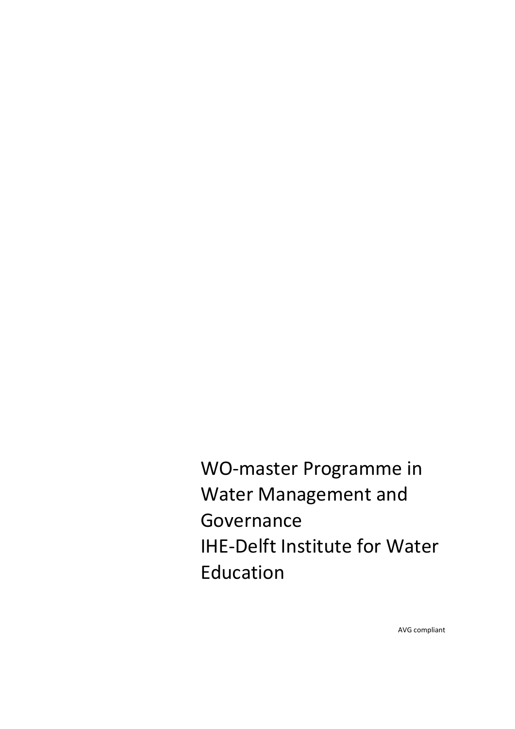# WO-master Programme in Water Management and Governance IHE-Delft Institute for Water Education

AVG compliant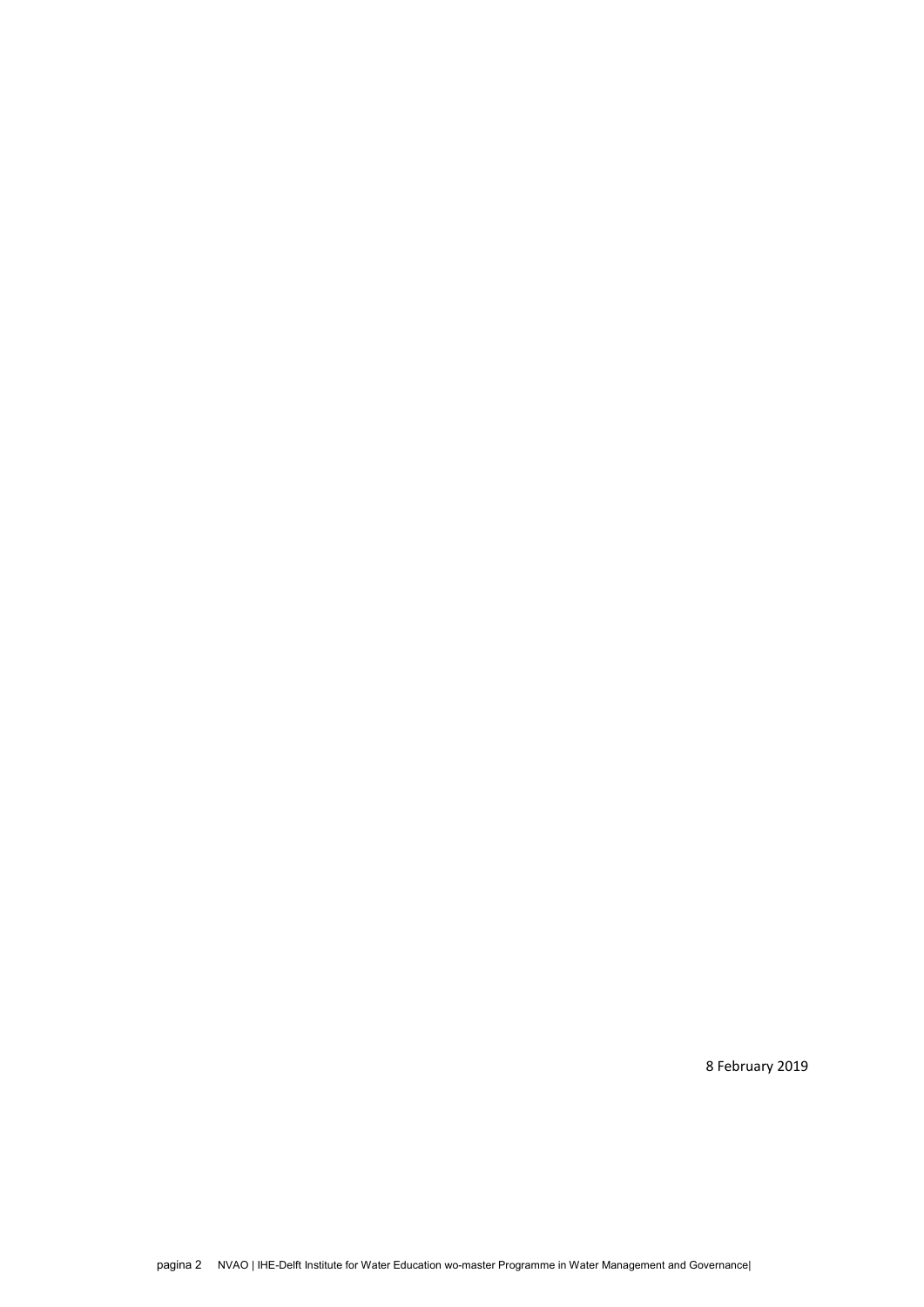8 February 2019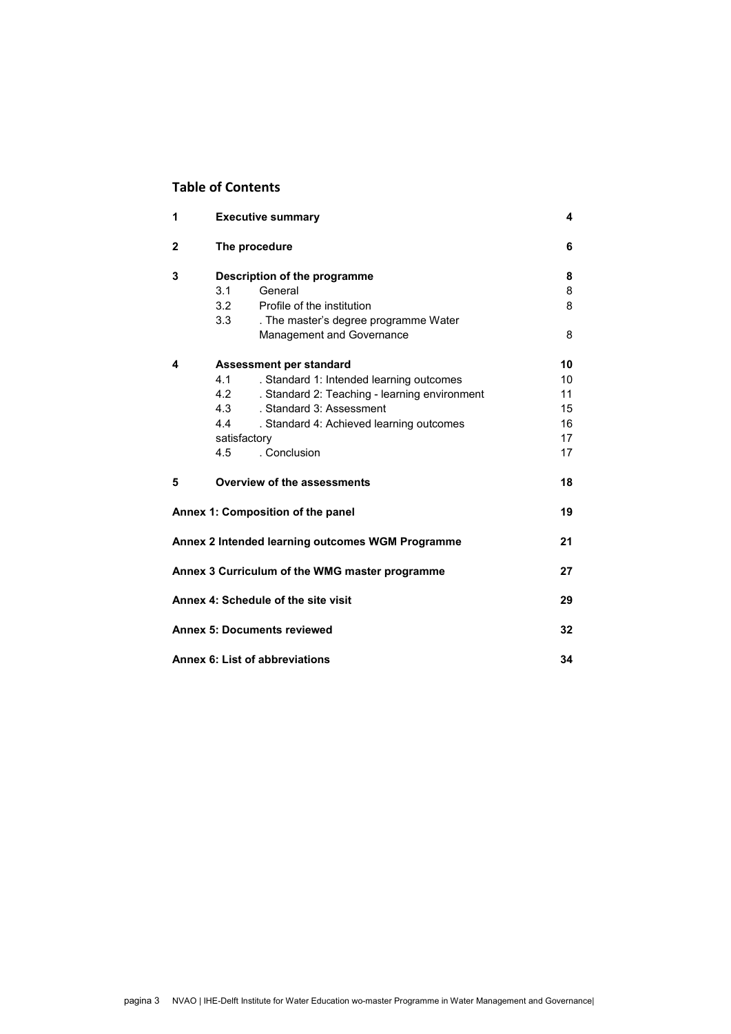## Table of Contents

| | | | |
|---|---|---|---|
| **1** | **Executive summary** | | **4** |
| **2** | **The procedure** | | **6** |
| **3** | **Description of the programme** | | **8** |
| | 3.1 | General | 8 |
| | 3.2 | Profile of the institution | 8 |
| | 3.3 | . The master's degree programme Water Management and Governance | 8 |
| **4** | **Assessment per standard** | | **10** |
| | 4.1 | . Standard 1: Intended learning outcomes | 10 |
| | 4.2 | . Standard 2: Teaching - learning environment | 11 |
| | 4.3 | . Standard 3: Assessment | 15 |
| | 4.4 | . Standard 4: Achieved learning outcomes | 16 |
| | satisfactory | | 17 |
| | 4.5 | . Conclusion | 17 |
| **5** | **Overview of the assessments** | | **18** |
| **Annex 1: Composition of the panel** | | | **19** |
| **Annex 2 Intended learning outcomes WGM Programme** | | | **21** |
| **Annex 3 Curriculum of the WMG master programme** | | | **27** |
| **Annex 4: Schedule of the site visit** | | | **29** |
| **Annex 5: Documents reviewed** | | | **32** |
| **Annex 6: List of abbreviations** | | | **34** |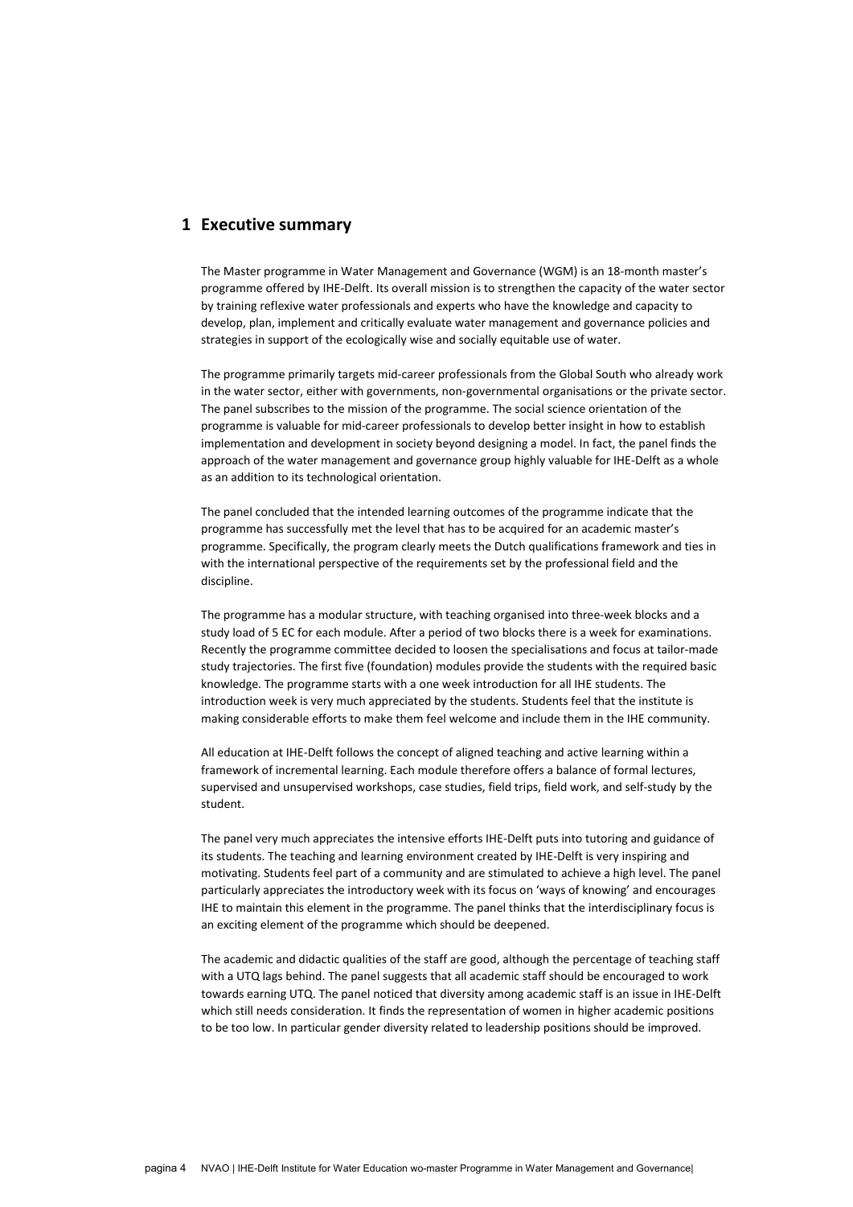# 1 Executive summary

The Master programme in Water Management and Governance (WGM) is an 18-month master's programme offered by IHE-Delft. Its overall mission is to strengthen the capacity of the water sector by training reflexive water professionals and experts who have the knowledge and capacity to develop, plan, implement and critically evaluate water management and governance policies and strategies in support of the ecologically wise and socially equitable use of water.

The programme primarily targets mid-career professionals from the Global South who already work in the water sector, either with governments, non-governmental organisations or the private sector. The panel subscribes to the mission of the programme. The social science orientation of the programme is valuable for mid-career professionals to develop better insight in how to establish implementation and development in society beyond designing a model. In fact, the panel finds the approach of the water management and governance group highly valuable for IHE-Delft as a whole as an addition to its technological orientation.

The panel concluded that the intended learning outcomes of the programme indicate that the programme has successfully met the level that has to be acquired for an academic master's programme. Specifically, the program clearly meets the Dutch qualifications framework and ties in with the international perspective of the requirements set by the professional field and the discipline.

The programme has a modular structure, with teaching organised into three-week blocks and a study load of 5 EC for each module. After a period of two blocks there is a week for examinations. Recently the programme committee decided to loosen the specialisations and focus at tailor-made study trajectories. The first five (foundation) modules provide the students with the required basic knowledge. The programme starts with a one week introduction for all IHE students. The introduction week is very much appreciated by the students. Students feel that the institute is making considerable efforts to make them feel welcome and include them in the IHE community.

All education at IHE-Delft follows the concept of aligned teaching and active learning within a framework of incremental learning. Each module therefore offers a balance of formal lectures, supervised and unsupervised workshops, case studies, field trips, field work, and self-study by the student.

The panel very much appreciates the intensive efforts IHE-Delft puts into tutoring and guidance of its students. The teaching and learning environment created by IHE-Delft is very inspiring and motivating. Students feel part of a community and are stimulated to achieve a high level. The panel particularly appreciates the introductory week with its focus on 'ways of knowing' and encourages IHE to maintain this element in the programme. The panel thinks that the interdisciplinary focus is an exciting element of the programme which should be deepened.

The academic and didactic qualities of the staff are good, although the percentage of teaching staff with a UTQ lags behind. The panel suggests that all academic staff should be encouraged to work towards earning UTQ. The panel noticed that diversity among academic staff is an issue in IHE-Delft which still needs consideration. It finds the representation of women in higher academic positions to be too low. In particular gender diversity related to leadership positions should be improved.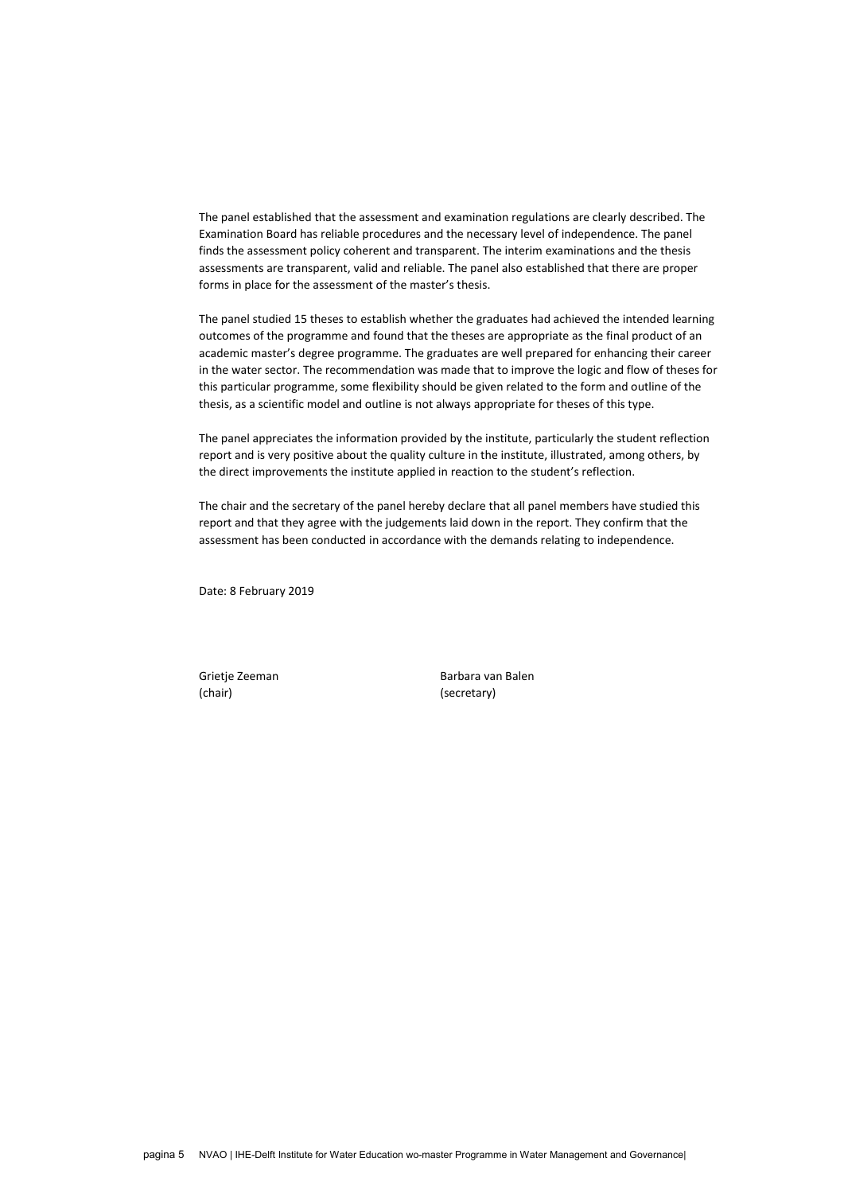The panel established that the assessment and examination regulations are clearly described. The Examination Board has reliable procedures and the necessary level of independence. The panel finds the assessment policy coherent and transparent. The interim examinations and the thesis assessments are transparent, valid and reliable. The panel also established that there are proper forms in place for the assessment of the master's thesis.

The panel studied 15 theses to establish whether the graduates had achieved the intended learning outcomes of the programme and found that the theses are appropriate as the final product of an academic master's degree programme. The graduates are well prepared for enhancing their career in the water sector. The recommendation was made that to improve the logic and flow of theses for this particular programme, some flexibility should be given related to the form and outline of the thesis, as a scientific model and outline is not always appropriate for theses of this type.

The panel appreciates the information provided by the institute, particularly the student reflection report and is very positive about the quality culture in the institute, illustrated, among others, by the direct improvements the institute applied in reaction to the student's reflection.

The chair and the secretary of the panel hereby declare that all panel members have studied this report and that they agree with the judgements laid down in the report. They confirm that the assessment has been conducted in accordance with the demands relating to independence.

Date: 8 February 2019

Grietje Zeeman
(chair)

Barbara van Balen
(secretary)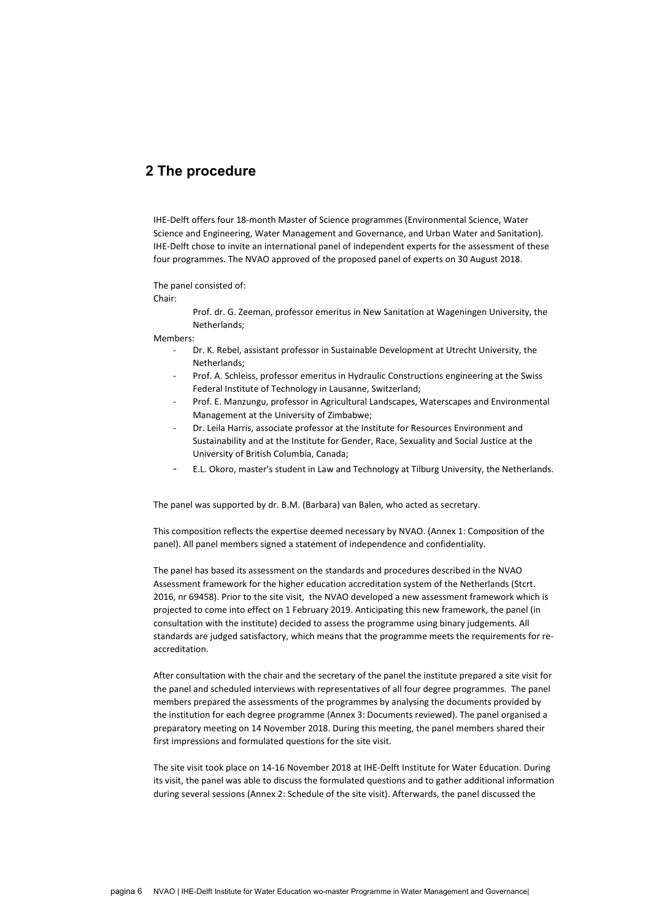## 2 The procedure

IHE-Delft offers four 18-month Master of Science programmes (Environmental Science, Water Science and Engineering, Water Management and Governance, and Urban Water and Sanitation). IHE-Delft chose to invite an international panel of independent experts for the assessment of these four programmes. The NVAO approved of the proposed panel of experts on 30 August 2018.

The panel consisted of:

Chair:

Prof. dr. G. Zeeman, professor emeritus in New Sanitation at Wageningen University, the Netherlands;

Members:

- Dr. K. Rebel, assistant professor in Sustainable Development at Utrecht University, the Netherlands;
- Prof. A. Schleiss, professor emeritus in Hydraulic Constructions engineering at the Swiss Federal Institute of Technology in Lausanne, Switzerland;
- Prof. E. Manzungu, professor in Agricultural Landscapes, Waterscapes and Environmental Management at the University of Zimbabwe;
- Dr. Leila Harris, associate professor at the Institute for Resources Environment and Sustainability and at the Institute for Gender, Race, Sexuality and Social Justice at the University of British Columbia, Canada;
- E.L. Okoro, master's student in Law and Technology at Tilburg University, the Netherlands.

The panel was supported by dr. B.M. (Barbara) van Balen, who acted as secretary.

This composition reflects the expertise deemed necessary by NVAO. (Annex 1: Composition of the panel). All panel members signed a statement of independence and confidentiality.

The panel has based its assessment on the standards and procedures described in the NVAO Assessment framework for the higher education accreditation system of the Netherlands (Stcrt. 2016, nr 69458). Prior to the site visit, the NVAO developed a new assessment framework which is projected to come into effect on 1 February 2019. Anticipating this new framework, the panel (in consultation with the institute) decided to assess the programme using binary judgements. All standards are judged satisfactory, which means that the programme meets the requirements for re-accreditation.

After consultation with the chair and the secretary of the panel the institute prepared a site visit for the panel and scheduled interviews with representatives of all four degree programmes. The panel members prepared the assessments of the programmes by analysing the documents provided by the institution for each degree programme (Annex 3: Documents reviewed). The panel organised a preparatory meeting on 14 November 2018. During this meeting, the panel members shared their first impressions and formulated questions for the site visit.

The site visit took place on 14-16 November 2018 at IHE-Delft Institute for Water Education. During its visit, the panel was able to discuss the formulated questions and to gather additional information during several sessions (Annex 2: Schedule of the site visit). Afterwards, the panel discussed the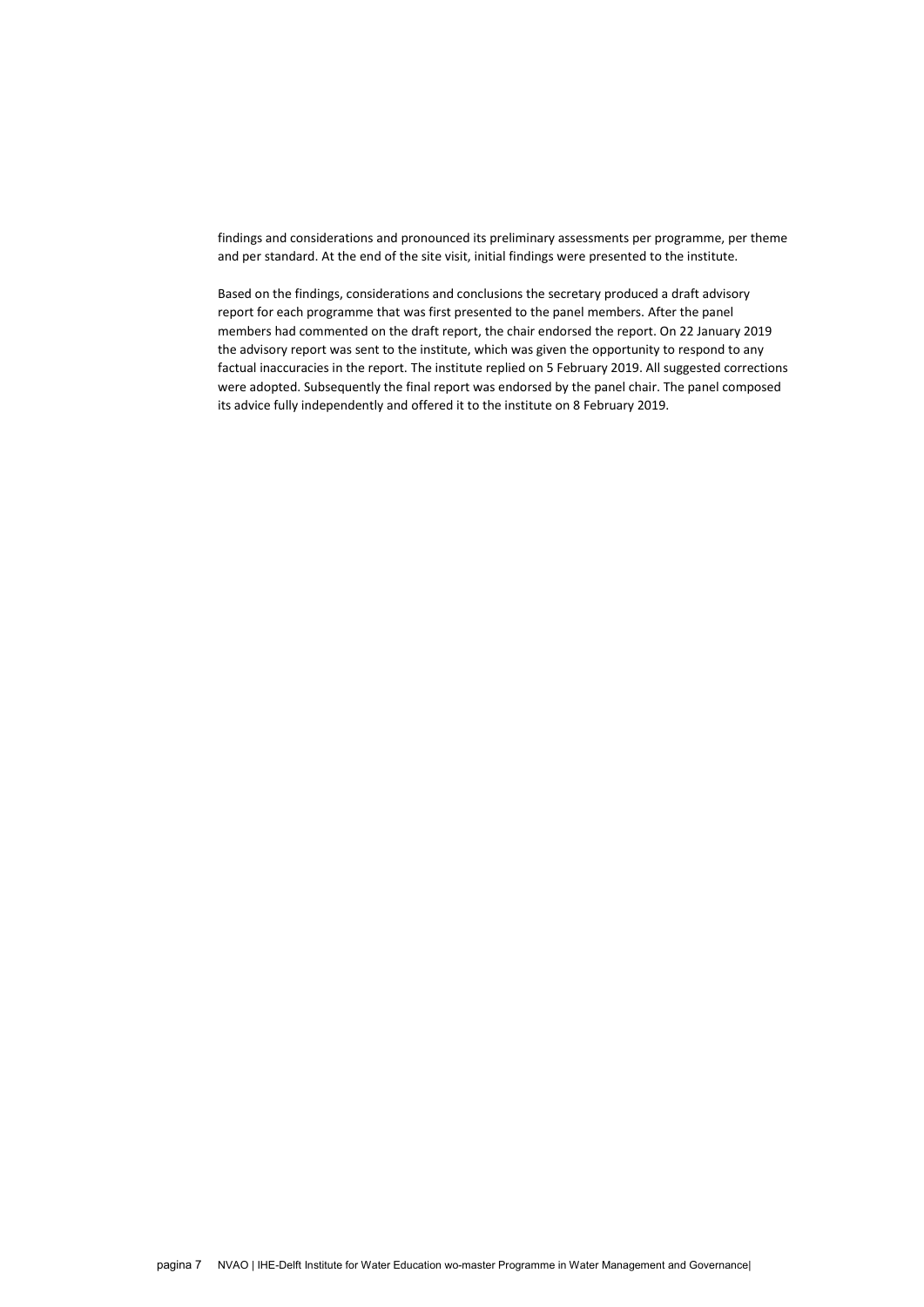findings and considerations and pronounced its preliminary assessments per programme, per theme and per standard. At the end of the site visit, initial findings were presented to the institute.

Based on the findings, considerations and conclusions the secretary produced a draft advisory report for each programme that was first presented to the panel members. After the panel members had commented on the draft report, the chair endorsed the report. On 22 January 2019 the advisory report was sent to the institute, which was given the opportunity to respond to any factual inaccuracies in the report. The institute replied on 5 February 2019. All suggested corrections were adopted. Subsequently the final report was endorsed by the panel chair. The panel composed its advice fully independently and offered it to the institute on 8 February 2019.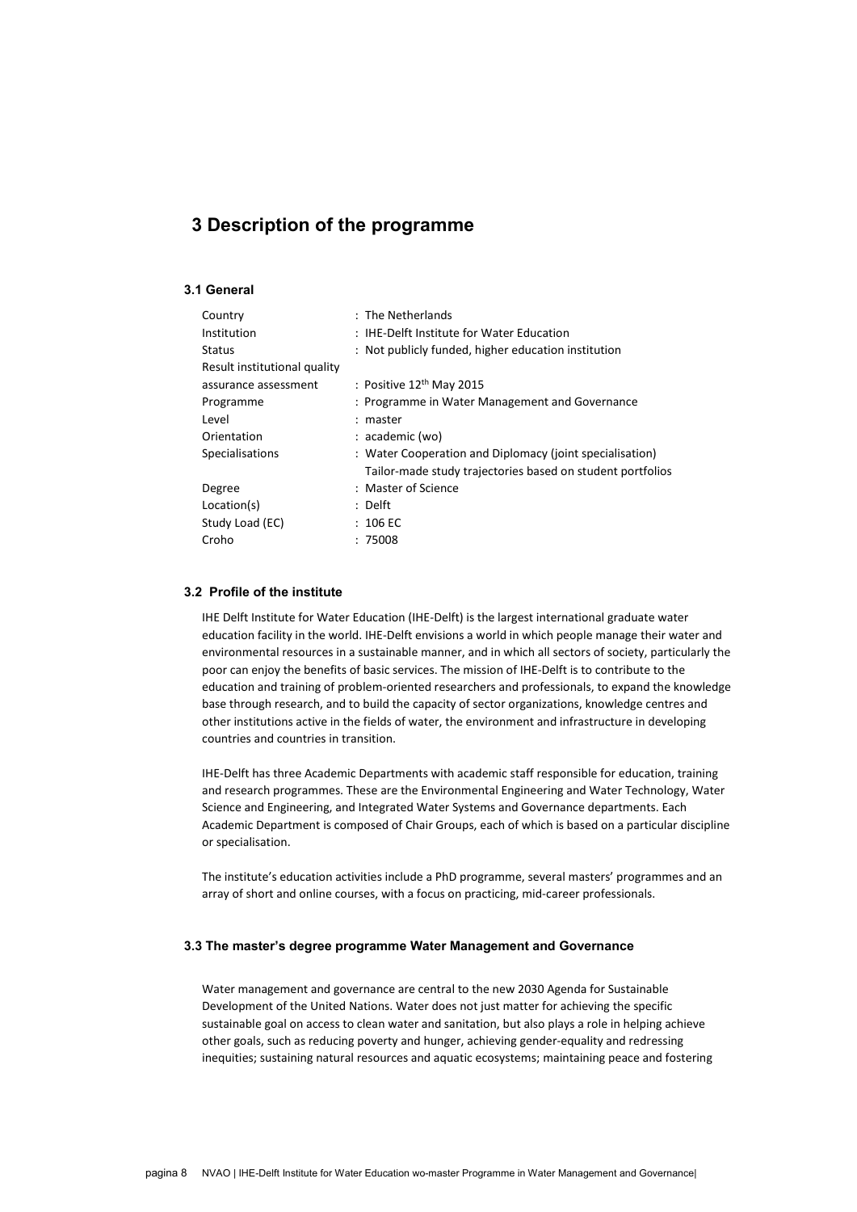# 3 Description of the programme

## 3.1 General

| | |
|---|---|
| Country | : The Netherlands |
| Institution | : IHE-Delft Institute for Water Education |
| Status | : Not publicly funded, higher education institution |
| Result institutional quality assurance assessment | : Positive 12th May 2015 |
| Programme | : Programme in Water Management and Governance |
| Level | : master |
| Orientation | : academic (wo) |
| Specialisations | : Water Cooperation and Diplomacy (joint specialisation) Tailor-made study trajectories based on student portfolios |
| Degree | : Master of Science |
| Location(s) | : Delft |
| Study Load (EC) | : 106 EC |
| Croho | : 75008 |

## 3.2 Profile of the institute

IHE Delft Institute for Water Education (IHE-Delft) is the largest international graduate water education facility in the world. IHE-Delft envisions a world in which people manage their water and environmental resources in a sustainable manner, and in which all sectors of society, particularly the poor can enjoy the benefits of basic services. The mission of IHE-Delft is to contribute to the education and training of problem-oriented researchers and professionals, to expand the knowledge base through research, and to build the capacity of sector organizations, knowledge centres and other institutions active in the fields of water, the environment and infrastructure in developing countries and countries in transition.

IHE-Delft has three Academic Departments with academic staff responsible for education, training and research programmes. These are the Environmental Engineering and Water Technology, Water Science and Engineering, and Integrated Water Systems and Governance departments. Each Academic Department is composed of Chair Groups, each of which is based on a particular discipline or specialisation.

The institute's education activities include a PhD programme, several masters' programmes and an array of short and online courses, with a focus on practicing, mid-career professionals.

## 3.3 The master's degree programme Water Management and Governance

Water management and governance are central to the new 2030 Agenda for Sustainable Development of the United Nations. Water does not just matter for achieving the specific sustainable goal on access to clean water and sanitation, but also plays a role in helping achieve other goals, such as reducing poverty and hunger, achieving gender-equality and redressing inequities; sustaining natural resources and aquatic ecosystems; maintaining peace and fostering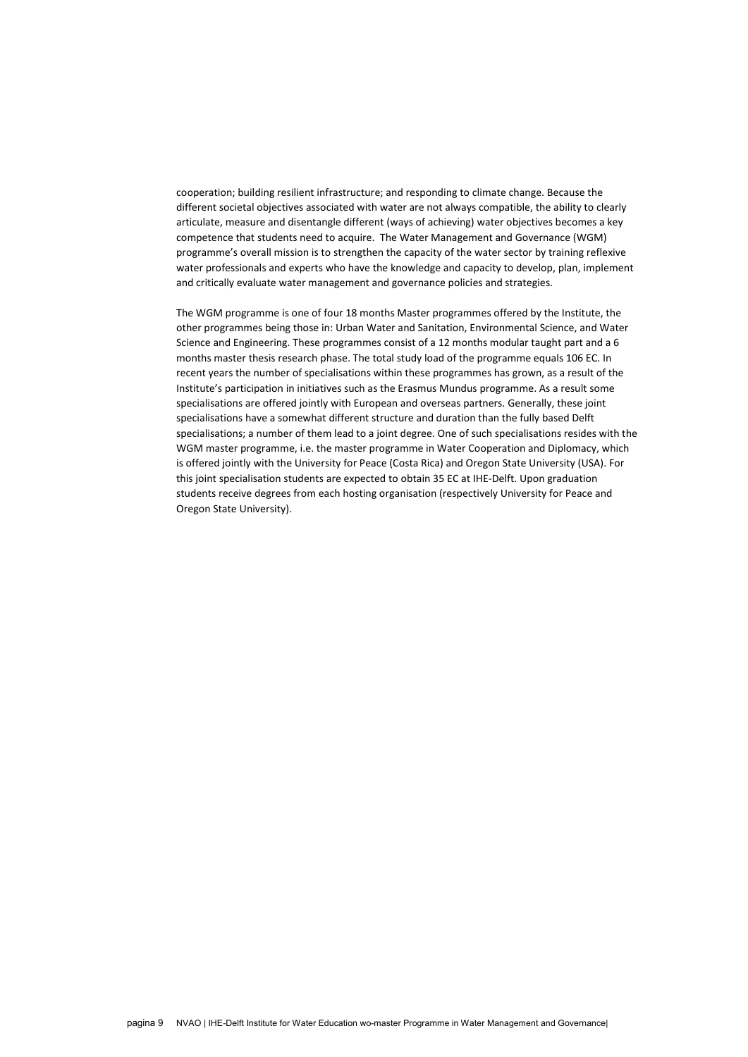cooperation; building resilient infrastructure; and responding to climate change. Because the different societal objectives associated with water are not always compatible, the ability to clearly articulate, measure and disentangle different (ways of achieving) water objectives becomes a key competence that students need to acquire. The Water Management and Governance (WGM) programme's overall mission is to strengthen the capacity of the water sector by training reflexive water professionals and experts who have the knowledge and capacity to develop, plan, implement and critically evaluate water management and governance policies and strategies.

The WGM programme is one of four 18 months Master programmes offered by the Institute, the other programmes being those in: Urban Water and Sanitation, Environmental Science, and Water Science and Engineering. These programmes consist of a 12 months modular taught part and a 6 months master thesis research phase. The total study load of the programme equals 106 EC. In recent years the number of specialisations within these programmes has grown, as a result of the Institute's participation in initiatives such as the Erasmus Mundus programme. As a result some specialisations are offered jointly with European and overseas partners. Generally, these joint specialisations have a somewhat different structure and duration than the fully based Delft specialisations; a number of them lead to a joint degree. One of such specialisations resides with the WGM master programme, i.e. the master programme in Water Cooperation and Diplomacy, which is offered jointly with the University for Peace (Costa Rica) and Oregon State University (USA). For this joint specialisation students are expected to obtain 35 EC at IHE-Delft. Upon graduation students receive degrees from each hosting organisation (respectively University for Peace and Oregon State University).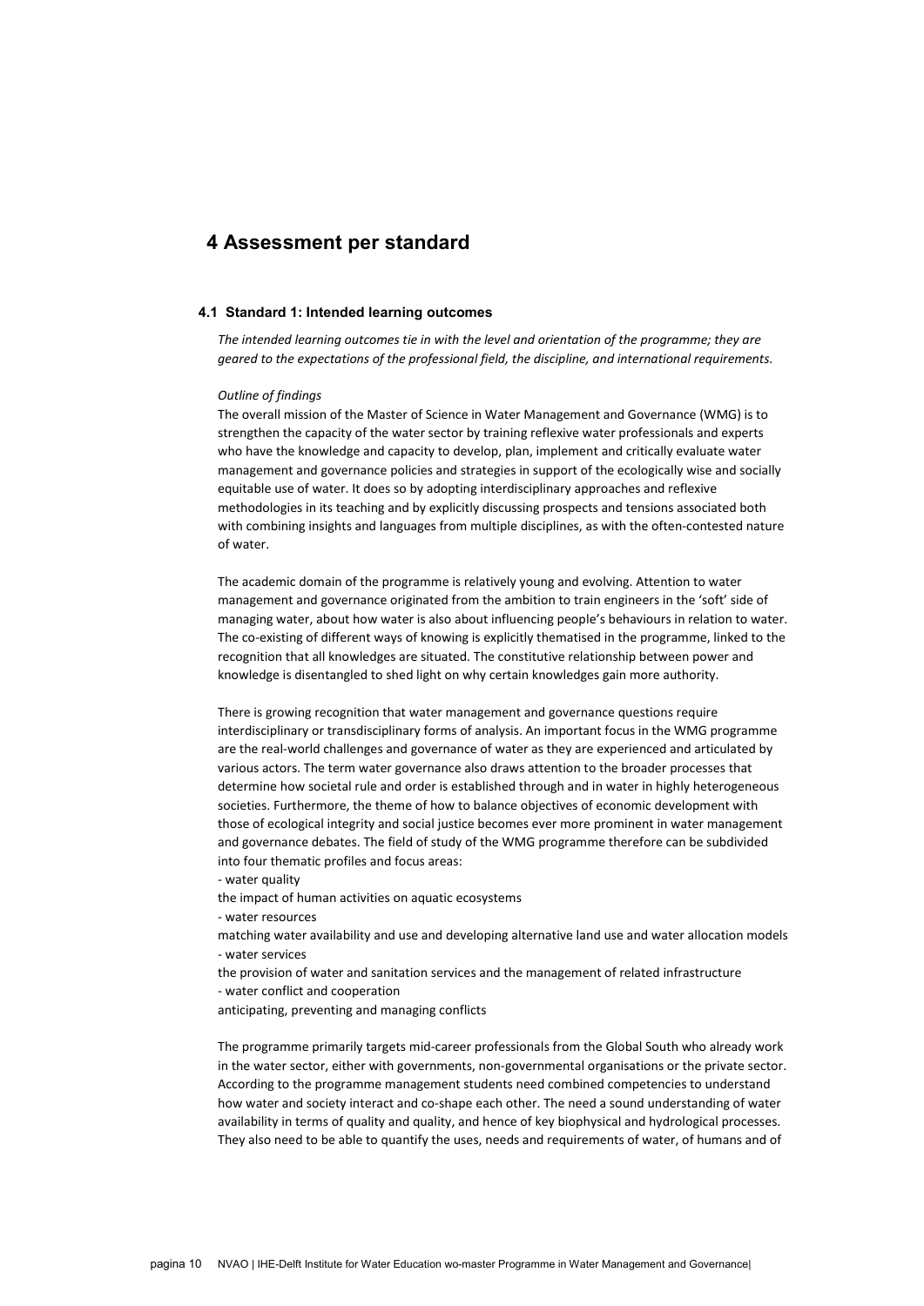# 4 Assessment per standard

## 4.1 Standard 1: Intended learning outcomes

*The intended learning outcomes tie in with the level and orientation of the programme; they are geared to the expectations of the professional field, the discipline, and international requirements.*

*Outline of findings*

The overall mission of the Master of Science in Water Management and Governance (WMG) is to strengthen the capacity of the water sector by training reflexive water professionals and experts who have the knowledge and capacity to develop, plan, implement and critically evaluate water management and governance policies and strategies in support of the ecologically wise and socially equitable use of water. It does so by adopting interdisciplinary approaches and reflexive methodologies in its teaching and by explicitly discussing prospects and tensions associated both with combining insights and languages from multiple disciplines, as with the often-contested nature of water.

The academic domain of the programme is relatively young and evolving. Attention to water management and governance originated from the ambition to train engineers in the 'soft' side of managing water, about how water is also about influencing people's behaviours in relation to water. The co-existing of different ways of knowing is explicitly thematised in the programme, linked to the recognition that all knowledges are situated. The constitutive relationship between power and knowledge is disentangled to shed light on why certain knowledges gain more authority.

There is growing recognition that water management and governance questions require interdisciplinary or transdisciplinary forms of analysis. An important focus in the WMG programme are the real-world challenges and governance of water as they are experienced and articulated by various actors. The term water governance also draws attention to the broader processes that determine how societal rule and order is established through and in water in highly heterogeneous societies. Furthermore, the theme of how to balance objectives of economic development with those of ecological integrity and social justice becomes ever more prominent in water management and governance debates. The field of study of the WMG programme therefore can be subdivided into four thematic profiles and focus areas:

- water quality
the impact of human activities on aquatic ecosystems
- water resources
matching water availability and use and developing alternative land use and water allocation models
- water services
the provision of water and sanitation services and the management of related infrastructure
- water conflict and cooperation
anticipating, preventing and managing conflicts

The programme primarily targets mid-career professionals from the Global South who already work in the water sector, either with governments, non-governmental organisations or the private sector. According to the programme management students need combined competencies to understand how water and society interact and co-shape each other. The need a sound understanding of water availability in terms of quality and quality, and hence of key biophysical and hydrological processes. They also need to be able to quantify the uses, needs and requirements of water, of humans and of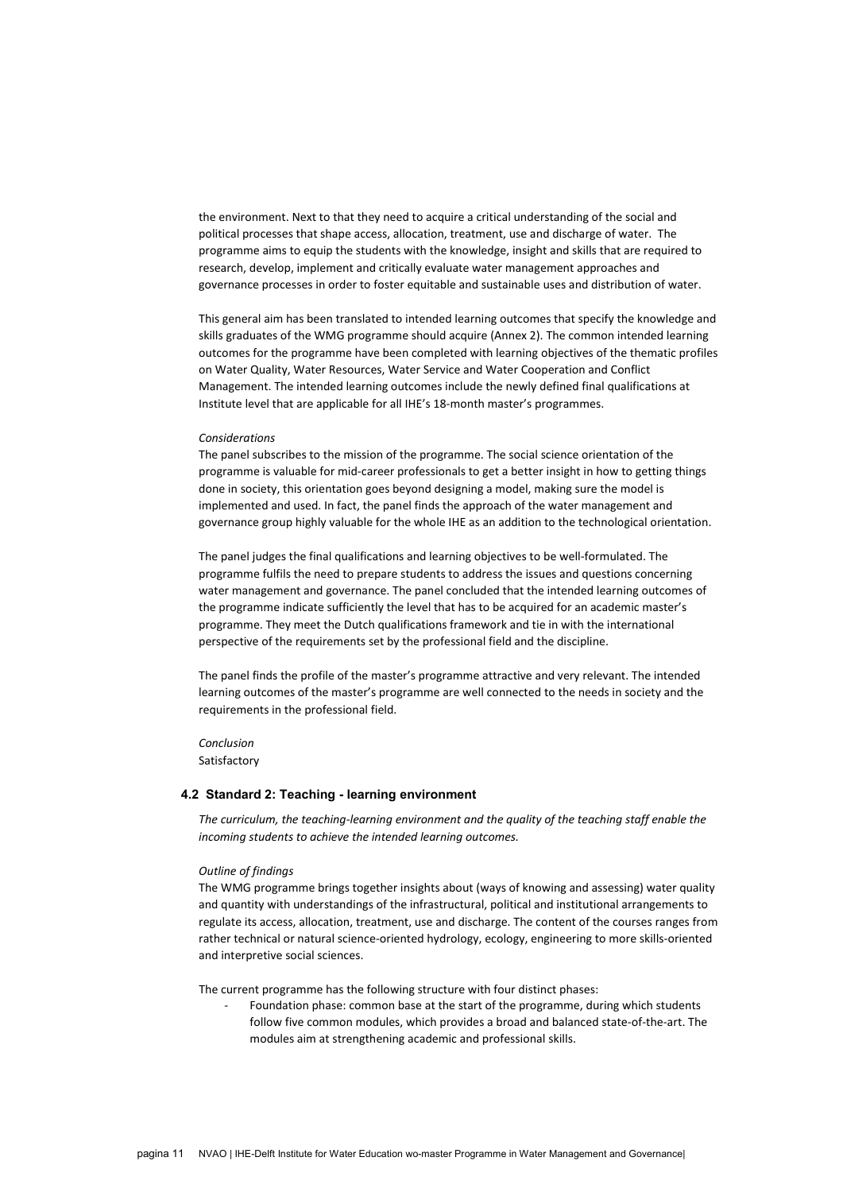the environment. Next to that they need to acquire a critical understanding of the social and political processes that shape access, allocation, treatment, use and discharge of water. The programme aims to equip the students with the knowledge, insight and skills that are required to research, develop, implement and critically evaluate water management approaches and governance processes in order to foster equitable and sustainable uses and distribution of water.

This general aim has been translated to intended learning outcomes that specify the knowledge and skills graduates of the WMG programme should acquire (Annex 2). The common intended learning outcomes for the programme have been completed with learning objectives of the thematic profiles on Water Quality, Water Resources, Water Service and Water Cooperation and Conflict Management. The intended learning outcomes include the newly defined final qualifications at Institute level that are applicable for all IHE's 18-month master's programmes.

*Considerations*
The panel subscribes to the mission of the programme. The social science orientation of the programme is valuable for mid-career professionals to get a better insight in how to getting things done in society, this orientation goes beyond designing a model, making sure the model is implemented and used. In fact, the panel finds the approach of the water management and governance group highly valuable for the whole IHE as an addition to the technological orientation.

The panel judges the final qualifications and learning objectives to be well-formulated. The programme fulfils the need to prepare students to address the issues and questions concerning water management and governance. The panel concluded that the intended learning outcomes of the programme indicate sufficiently the level that has to be acquired for an academic master's programme. They meet the Dutch qualifications framework and tie in with the international perspective of the requirements set by the professional field and the discipline.

The panel finds the profile of the master's programme attractive and very relevant. The intended learning outcomes of the master's programme are well connected to the needs in society and the requirements in the professional field.

*Conclusion*
Satisfactory

### 4.2 Standard 2: Teaching - learning environment

*The curriculum, the teaching-learning environment and the quality of the teaching staff enable the incoming students to achieve the intended learning outcomes.*

*Outline of findings*
The WMG programme brings together insights about (ways of knowing and assessing) water quality and quantity with understandings of the infrastructural, political and institutional arrangements to regulate its access, allocation, treatment, use and discharge. The content of the courses ranges from rather technical or natural science-oriented hydrology, ecology, engineering to more skills-oriented and interpretive social sciences.

The current programme has the following structure with four distinct phases:

- Foundation phase: common base at the start of the programme, during which students follow five common modules, which provides a broad and balanced state-of-the-art. The modules aim at strengthening academic and professional skills.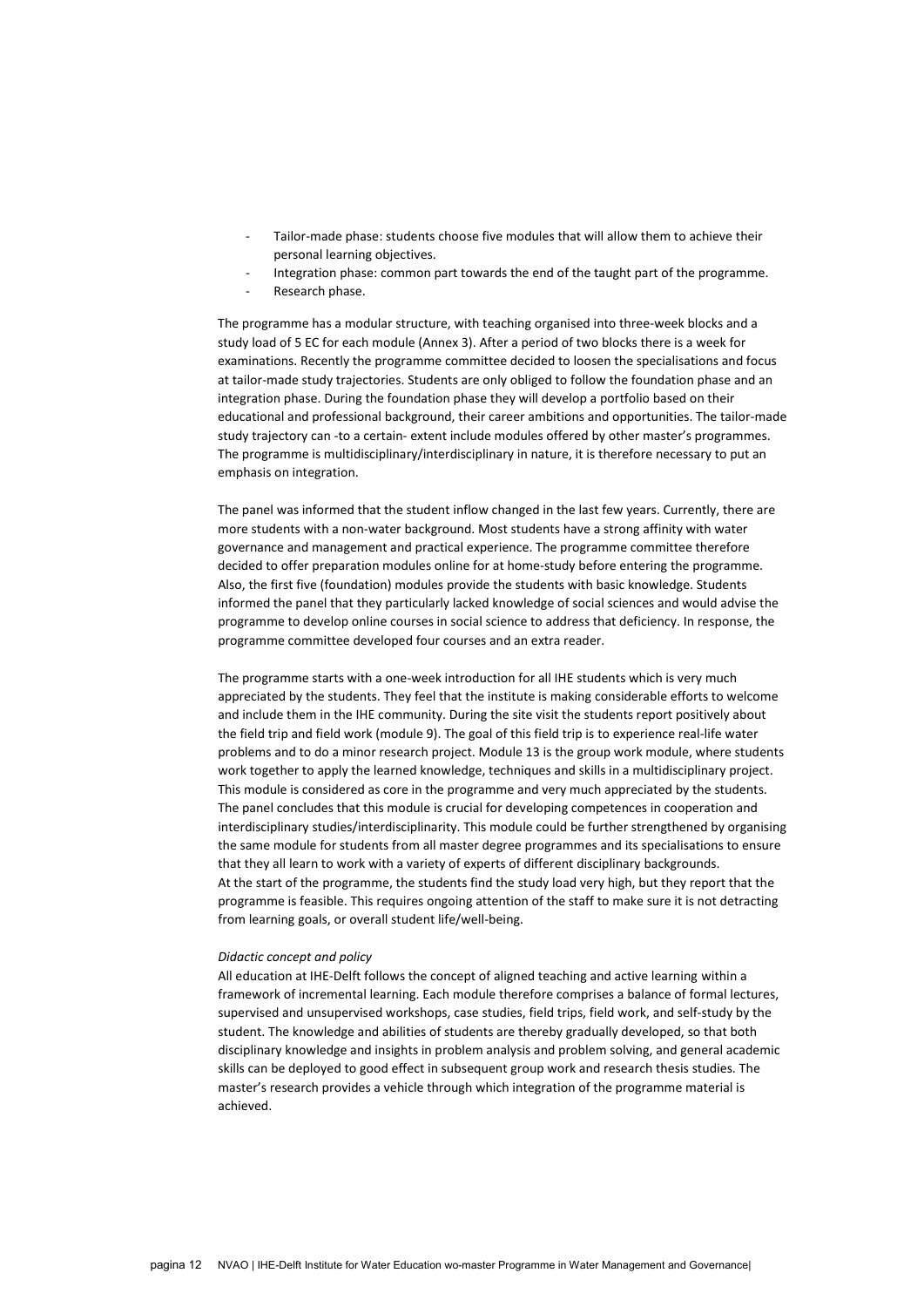- Tailor-made phase: students choose five modules that will allow them to achieve their personal learning objectives.
- Integration phase: common part towards the end of the taught part of the programme.
- Research phase.

The programme has a modular structure, with teaching organised into three-week blocks and a study load of 5 EC for each module (Annex 3). After a period of two blocks there is a week for examinations. Recently the programme committee decided to loosen the specialisations and focus at tailor-made study trajectories. Students are only obliged to follow the foundation phase and an integration phase. During the foundation phase they will develop a portfolio based on their educational and professional background, their career ambitions and opportunities. The tailor-made study trajectory can -to a certain- extent include modules offered by other master's programmes. The programme is multidisciplinary/interdisciplinary in nature, it is therefore necessary to put an emphasis on integration.

The panel was informed that the student inflow changed in the last few years. Currently, there are more students with a non-water background. Most students have a strong affinity with water governance and management and practical experience. The programme committee therefore decided to offer preparation modules online for at home-study before entering the programme. Also, the first five (foundation) modules provide the students with basic knowledge. Students informed the panel that they particularly lacked knowledge of social sciences and would advise the programme to develop online courses in social science to address that deficiency. In response, the programme committee developed four courses and an extra reader.

The programme starts with a one-week introduction for all IHE students which is very much appreciated by the students. They feel that the institute is making considerable efforts to welcome and include them in the IHE community. During the site visit the students report positively about the field trip and field work (module 9). The goal of this field trip is to experience real-life water problems and to do a minor research project. Module 13 is the group work module, where students work together to apply the learned knowledge, techniques and skills in a multidisciplinary project. This module is considered as core in the programme and very much appreciated by the students. The panel concludes that this module is crucial for developing competences in cooperation and interdisciplinary studies/interdisciplinarity. This module could be further strengthened by organising the same module for students from all master degree programmes and its specialisations to ensure that they all learn to work with a variety of experts of different disciplinary backgrounds.
At the start of the programme, the students find the study load very high, but they report that the programme is feasible. This requires ongoing attention of the staff to make sure it is not detracting from learning goals, or overall student life/well-being.

*Didactic concept and policy*
All education at IHE-Delft follows the concept of aligned teaching and active learning within a framework of incremental learning. Each module therefore comprises a balance of formal lectures, supervised and unsupervised workshops, case studies, field trips, field work, and self-study by the student. The knowledge and abilities of students are thereby gradually developed, so that both disciplinary knowledge and insights in problem analysis and problem solving, and general academic skills can be deployed to good effect in subsequent group work and research thesis studies. The master's research provides a vehicle through which integration of the programme material is achieved.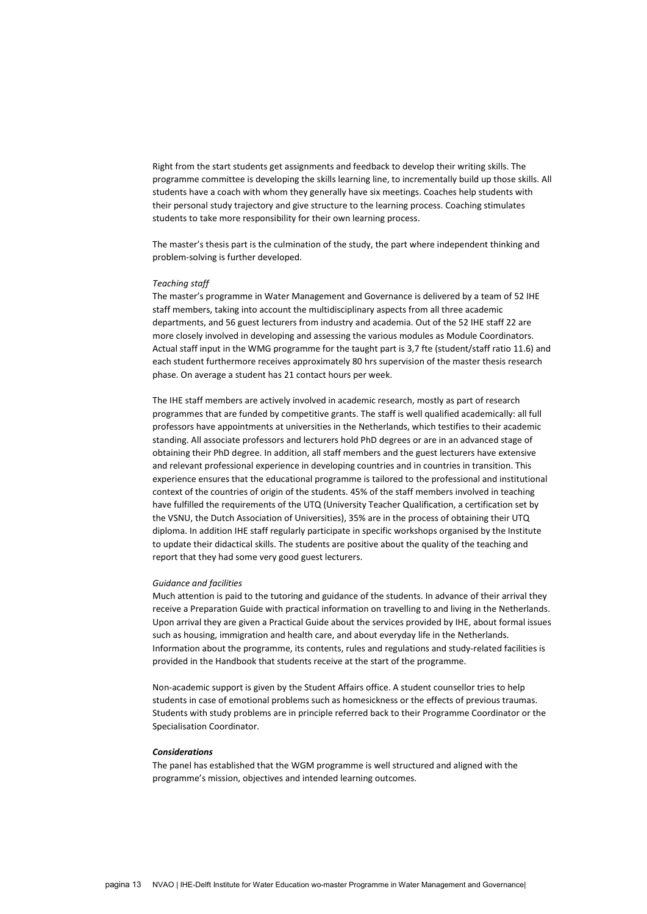Right from the start students get assignments and feedback to develop their writing skills. The programme committee is developing the skills learning line, to incrementally build up those skills. All students have a coach with whom they generally have six meetings. Coaches help students with their personal study trajectory and give structure to the learning process. Coaching stimulates students to take more responsibility for their own learning process.

The master's thesis part is the culmination of the study, the part where independent thinking and problem-solving is further developed.

*Teaching staff*

The master's programme in Water Management and Governance is delivered by a team of 52 IHE staff members, taking into account the multidisciplinary aspects from all three academic departments, and 56 guest lecturers from industry and academia. Out of the 52 IHE staff 22 are more closely involved in developing and assessing the various modules as Module Coordinators. Actual staff input in the WMG programme for the taught part is 3,7 fte (student/staff ratio 11.6) and each student furthermore receives approximately 80 hrs supervision of the master thesis research phase. On average a student has 21 contact hours per week.

The IHE staff members are actively involved in academic research, mostly as part of research programmes that are funded by competitive grants. The staff is well qualified academically: all full professors have appointments at universities in the Netherlands, which testifies to their academic standing. All associate professors and lecturers hold PhD degrees or are in an advanced stage of obtaining their PhD degree. In addition, all staff members and the guest lecturers have extensive and relevant professional experience in developing countries and in countries in transition. This experience ensures that the educational programme is tailored to the professional and institutional context of the countries of origin of the students. 45% of the staff members involved in teaching have fulfilled the requirements of the UTQ (University Teacher Qualification, a certification set by the VSNU, the Dutch Association of Universities), 35% are in the process of obtaining their UTQ diploma. In addition IHE staff regularly participate in specific workshops organised by the Institute to update their didactical skills. The students are positive about the quality of the teaching and report that they had some very good guest lecturers.

*Guidance and facilities*

Much attention is paid to the tutoring and guidance of the students. In advance of their arrival they receive a Preparation Guide with practical information on travelling to and living in the Netherlands. Upon arrival they are given a Practical Guide about the services provided by IHE, about formal issues such as housing, immigration and health care, and about everyday life in the Netherlands. Information about the programme, its contents, rules and regulations and study-related facilities is provided in the Handbook that students receive at the start of the programme.

Non-academic support is given by the Student Affairs office. A student counsellor tries to help students in case of emotional problems such as homesickness or the effects of previous traumas. Students with study problems are in principle referred back to their Programme Coordinator or the Specialisation Coordinator.

***Considerations***

The panel has established that the WGM programme is well structured and aligned with the programme's mission, objectives and intended learning outcomes.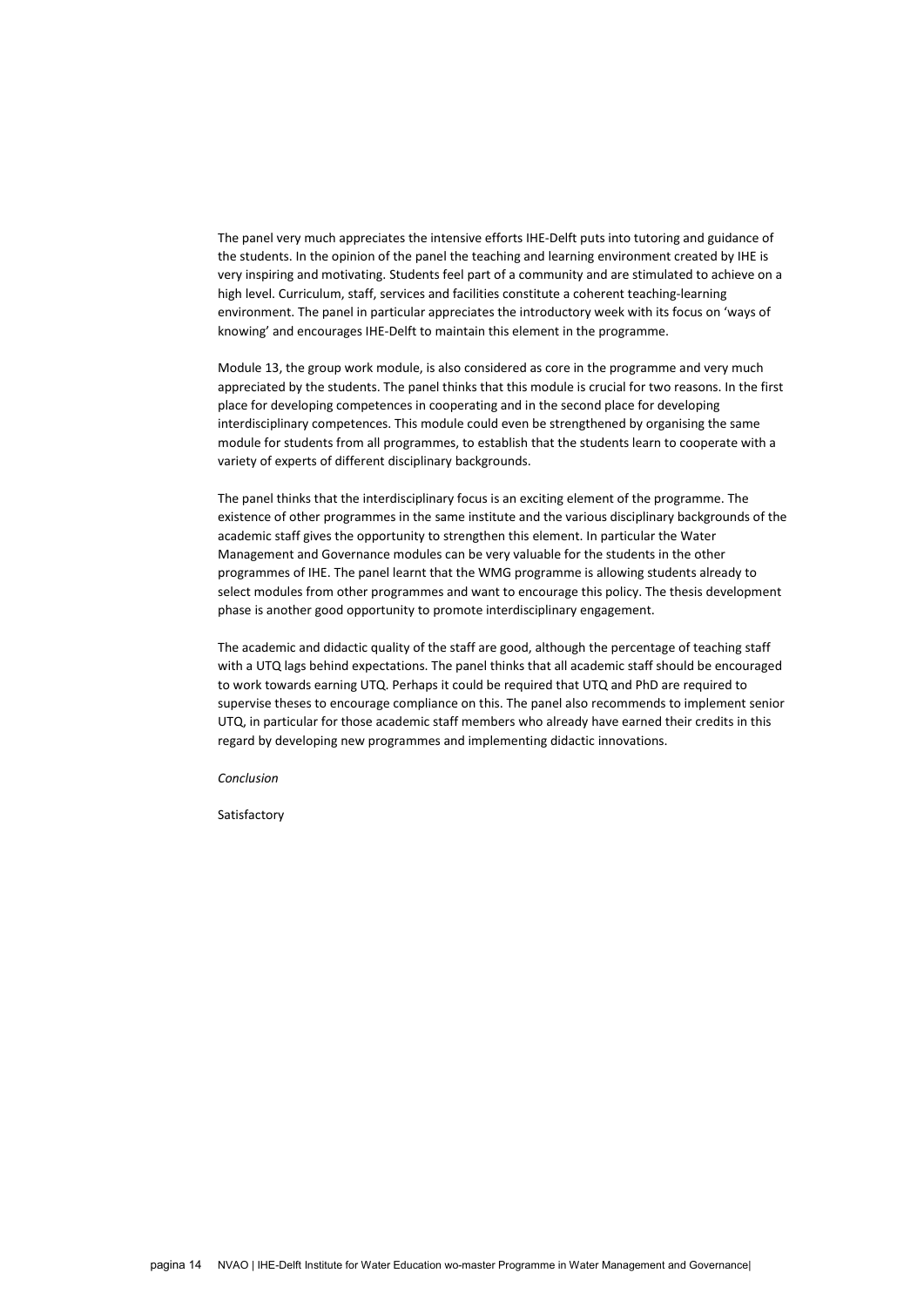The panel very much appreciates the intensive efforts IHE-Delft puts into tutoring and guidance of the students. In the opinion of the panel the teaching and learning environment created by IHE is very inspiring and motivating. Students feel part of a community and are stimulated to achieve on a high level. Curriculum, staff, services and facilities constitute a coherent teaching-learning environment. The panel in particular appreciates the introductory week with its focus on 'ways of knowing' and encourages IHE-Delft to maintain this element in the programme.

Module 13, the group work module, is also considered as core in the programme and very much appreciated by the students. The panel thinks that this module is crucial for two reasons. In the first place for developing competences in cooperating and in the second place for developing interdisciplinary competences. This module could even be strengthened by organising the same module for students from all programmes, to establish that the students learn to cooperate with a variety of experts of different disciplinary backgrounds.

The panel thinks that the interdisciplinary focus is an exciting element of the programme. The existence of other programmes in the same institute and the various disciplinary backgrounds of the academic staff gives the opportunity to strengthen this element. In particular the Water Management and Governance modules can be very valuable for the students in the other programmes of IHE. The panel learnt that the WMG programme is allowing students already to select modules from other programmes and want to encourage this policy. The thesis development phase is another good opportunity to promote interdisciplinary engagement.

The academic and didactic quality of the staff are good, although the percentage of teaching staff with a UTQ lags behind expectations. The panel thinks that all academic staff should be encouraged to work towards earning UTQ. Perhaps it could be required that UTQ and PhD are required to supervise theses to encourage compliance on this. The panel also recommends to implement senior UTQ, in particular for those academic staff members who already have earned their credits in this regard by developing new programmes and implementing didactic innovations.

*Conclusion*

Satisfactory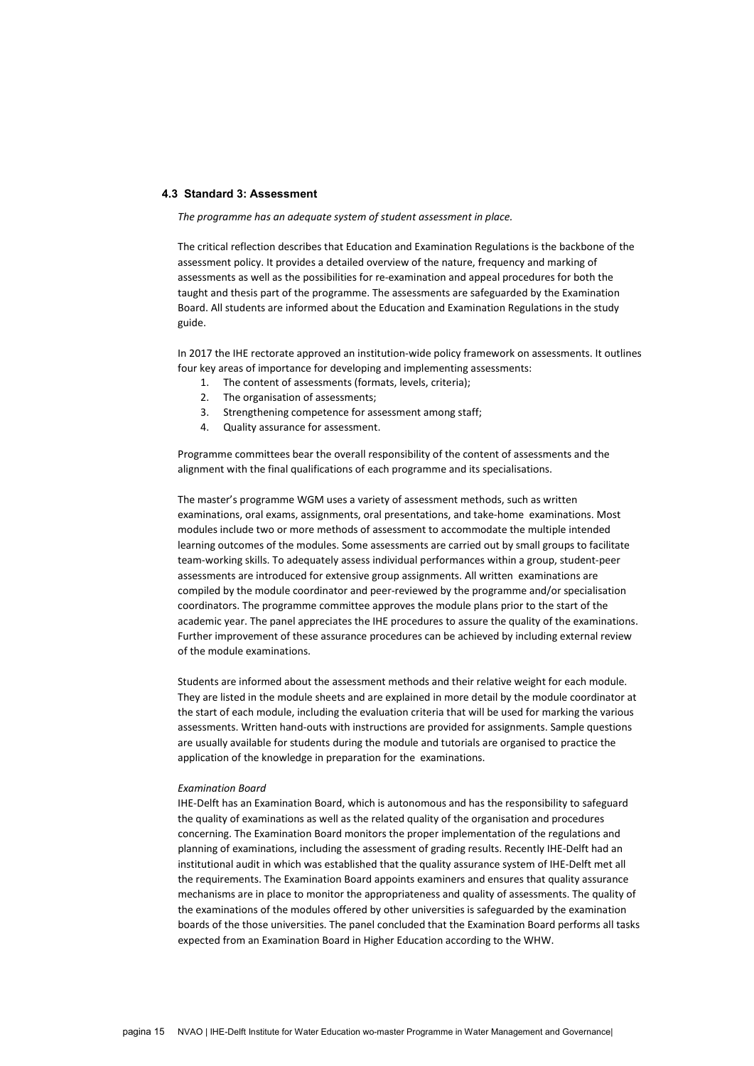### 4.3 Standard 3: Assessment

*The programme has an adequate system of student assessment in place.*

The critical reflection describes that Education and Examination Regulations is the backbone of the assessment policy. It provides a detailed overview of the nature, frequency and marking of assessments as well as the possibilities for re-examination and appeal procedures for both the taught and thesis part of the programme. The assessments are safeguarded by the Examination Board. All students are informed about the Education and Examination Regulations in the study guide.

In 2017 the IHE rectorate approved an institution-wide policy framework on assessments. It outlines four key areas of importance for developing and implementing assessments:

1. The content of assessments (formats, levels, criteria);
2. The organisation of assessments;
3. Strengthening competence for assessment among staff;
4. Quality assurance for assessment.

Programme committees bear the overall responsibility of the content of assessments and the alignment with the final qualifications of each programme and its specialisations.

The master's programme WGM uses a variety of assessment methods, such as written examinations, oral exams, assignments, oral presentations, and take-home examinations. Most modules include two or more methods of assessment to accommodate the multiple intended learning outcomes of the modules. Some assessments are carried out by small groups to facilitate team-working skills. To adequately assess individual performances within a group, student-peer assessments are introduced for extensive group assignments. All written examinations are compiled by the module coordinator and peer-reviewed by the programme and/or specialisation coordinators. The programme committee approves the module plans prior to the start of the academic year. The panel appreciates the IHE procedures to assure the quality of the examinations. Further improvement of these assurance procedures can be achieved by including external review of the module examinations.

Students are informed about the assessment methods and their relative weight for each module. They are listed in the module sheets and are explained in more detail by the module coordinator at the start of each module, including the evaluation criteria that will be used for marking the various assessments. Written hand-outs with instructions are provided for assignments. Sample questions are usually available for students during the module and tutorials are organised to practice the application of the knowledge in preparation for the examinations.

*Examination Board*

IHE-Delft has an Examination Board, which is autonomous and has the responsibility to safeguard the quality of examinations as well as the related quality of the organisation and procedures concerning. The Examination Board monitors the proper implementation of the regulations and planning of examinations, including the assessment of grading results. Recently IHE-Delft had an institutional audit in which was established that the quality assurance system of IHE-Delft met all the requirements. The Examination Board appoints examiners and ensures that quality assurance mechanisms are in place to monitor the appropriateness and quality of assessments. The quality of the examinations of the modules offered by other universities is safeguarded by the examination boards of the those universities. The panel concluded that the Examination Board performs all tasks expected from an Examination Board in Higher Education according to the WHW.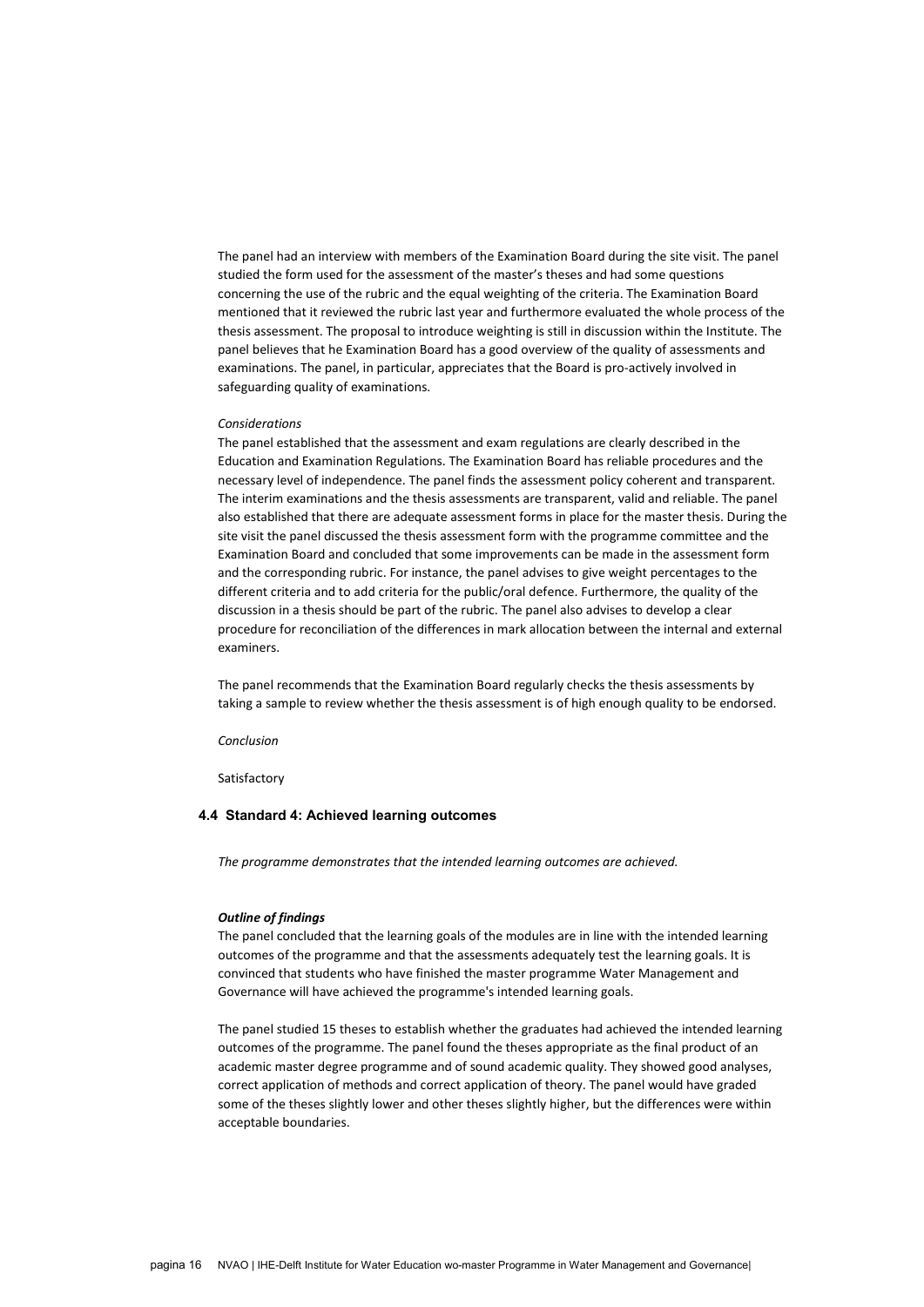The panel had an interview with members of the Examination Board during the site visit. The panel studied the form used for the assessment of the master's theses and had some questions concerning the use of the rubric and the equal weighting of the criteria. The Examination Board mentioned that it reviewed the rubric last year and furthermore evaluated the whole process of the thesis assessment. The proposal to introduce weighting is still in discussion within the Institute. The panel believes that he Examination Board has a good overview of the quality of assessments and examinations. The panel, in particular, appreciates that the Board is pro-actively involved in safeguarding quality of examinations.

*Considerations*

The panel established that the assessment and exam regulations are clearly described in the Education and Examination Regulations. The Examination Board has reliable procedures and the necessary level of independence. The panel finds the assessment policy coherent and transparent. The interim examinations and the thesis assessments are transparent, valid and reliable. The panel also established that there are adequate assessment forms in place for the master thesis. During the site visit the panel discussed the thesis assessment form with the programme committee and the Examination Board and concluded that some improvements can be made in the assessment form and the corresponding rubric. For instance, the panel advises to give weight percentages to the different criteria and to add criteria for the public/oral defence. Furthermore, the quality of the discussion in a thesis should be part of the rubric. The panel also advises to develop a clear procedure for reconciliation of the differences in mark allocation between the internal and external examiners.

The panel recommends that the Examination Board regularly checks the thesis assessments by taking a sample to review whether the thesis assessment is of high enough quality to be endorsed.

*Conclusion*

Satisfactory

## 4.4 Standard 4: Achieved learning outcomes

*The programme demonstrates that the intended learning outcomes are achieved.*

***Outline of findings***

The panel concluded that the learning goals of the modules are in line with the intended learning outcomes of the programme and that the assessments adequately test the learning goals. It is convinced that students who have finished the master programme Water Management and Governance will have achieved the programme's intended learning goals.

The panel studied 15 theses to establish whether the graduates had achieved the intended learning outcomes of the programme. The panel found the theses appropriate as the final product of an academic master degree programme and of sound academic quality. They showed good analyses, correct application of methods and correct application of theory. The panel would have graded some of the theses slightly lower and other theses slightly higher, but the differences were within acceptable boundaries.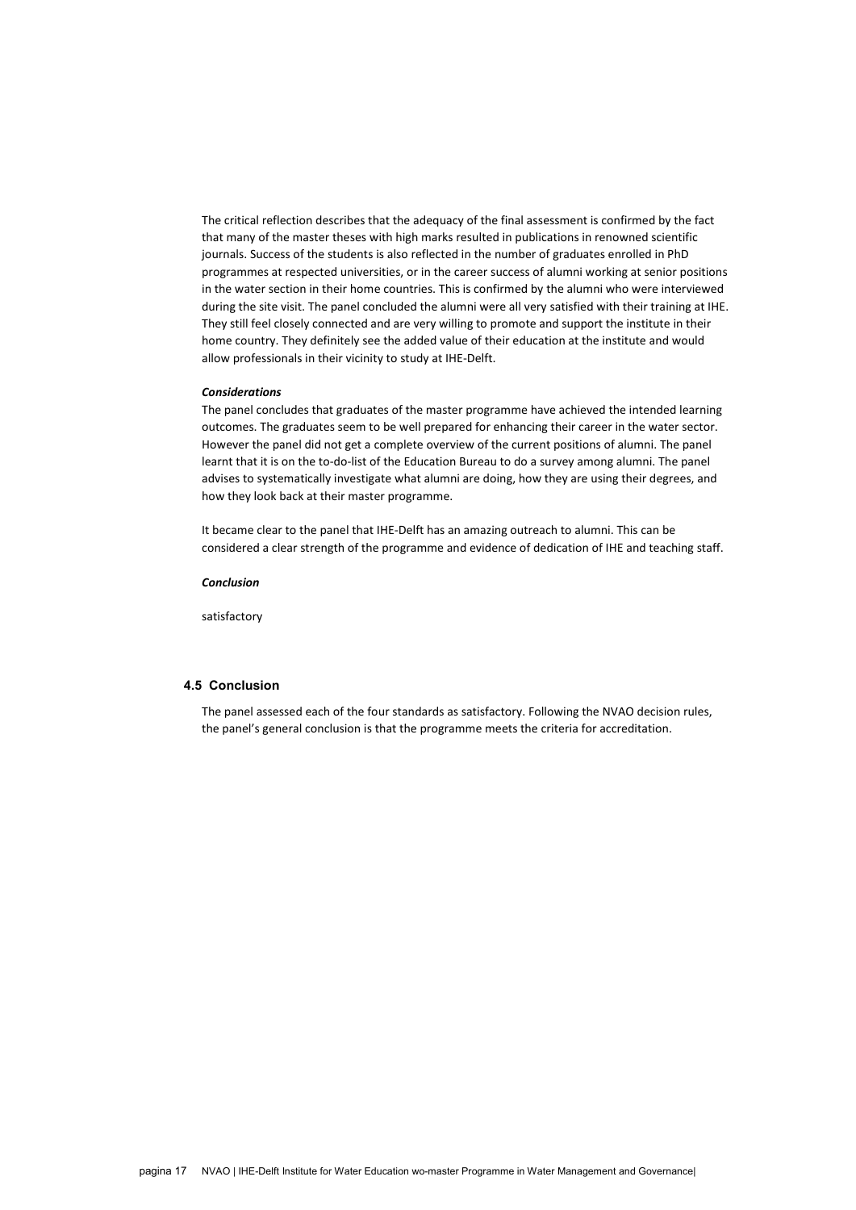The critical reflection describes that the adequacy of the final assessment is confirmed by the fact that many of the master theses with high marks resulted in publications in renowned scientific journals. Success of the students is also reflected in the number of graduates enrolled in PhD programmes at respected universities, or in the career success of alumni working at senior positions in the water section in their home countries. This is confirmed by the alumni who were interviewed during the site visit. The panel concluded the alumni were all very satisfied with their training at IHE. They still feel closely connected and are very willing to promote and support the institute in their home country. They definitely see the added value of their education at the institute and would allow professionals in their vicinity to study at IHE-Delft.

***Considerations***

The panel concludes that graduates of the master programme have achieved the intended learning outcomes. The graduates seem to be well prepared for enhancing their career in the water sector. However the panel did not get a complete overview of the current positions of alumni. The panel learnt that it is on the to-do-list of the Education Bureau to do a survey among alumni. The panel advises to systematically investigate what alumni are doing, how they are using their degrees, and how they look back at their master programme.

It became clear to the panel that IHE-Delft has an amazing outreach to alumni. This can be considered a clear strength of the programme and evidence of dedication of IHE and teaching staff.

***Conclusion***

satisfactory

### 4.5 Conclusion

The panel assessed each of the four standards as satisfactory. Following the NVAO decision rules, the panel's general conclusion is that the programme meets the criteria for accreditation.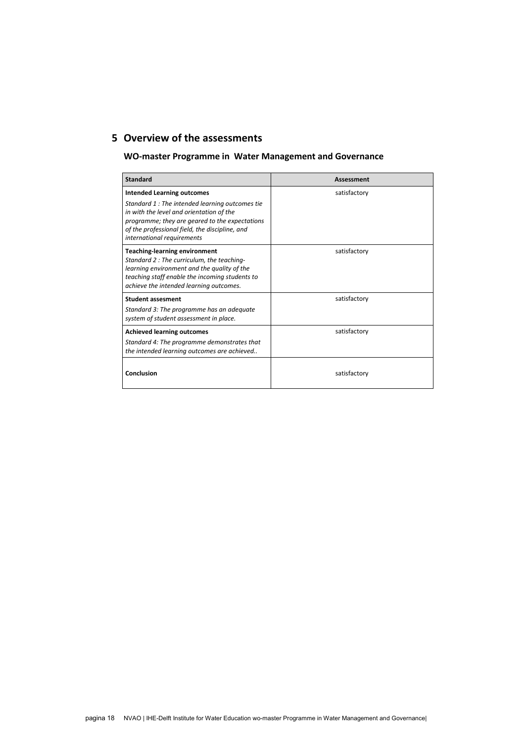# 5 Overview of the assessments

## WO-master Programme in Water Management and Governance

| Standard | Assessment |
|---|---|
| **Intended Learning outcomes**<br>*Standard 1 : The intended learning outcomes tie in with the level and orientation of the programme; they are geared to the expectations of the professional field, the discipline, and international requirements* | satisfactory |
| **Teaching-learning environment**<br>*Standard 2 : The curriculum, the teaching-learning environment and the quality of the teaching staff enable the incoming students to achieve the intended learning outcomes.* | satisfactory |
| **Student assesment**<br>*Standard 3: The programme has an adequate system of student assessment in place.* | satisfactory |
| **Achieved learning outcomes**<br>*Standard 4: The programme demonstrates that the intended learning outcomes are achieved..* | satisfactory |
| **Conclusion** | satisfactory |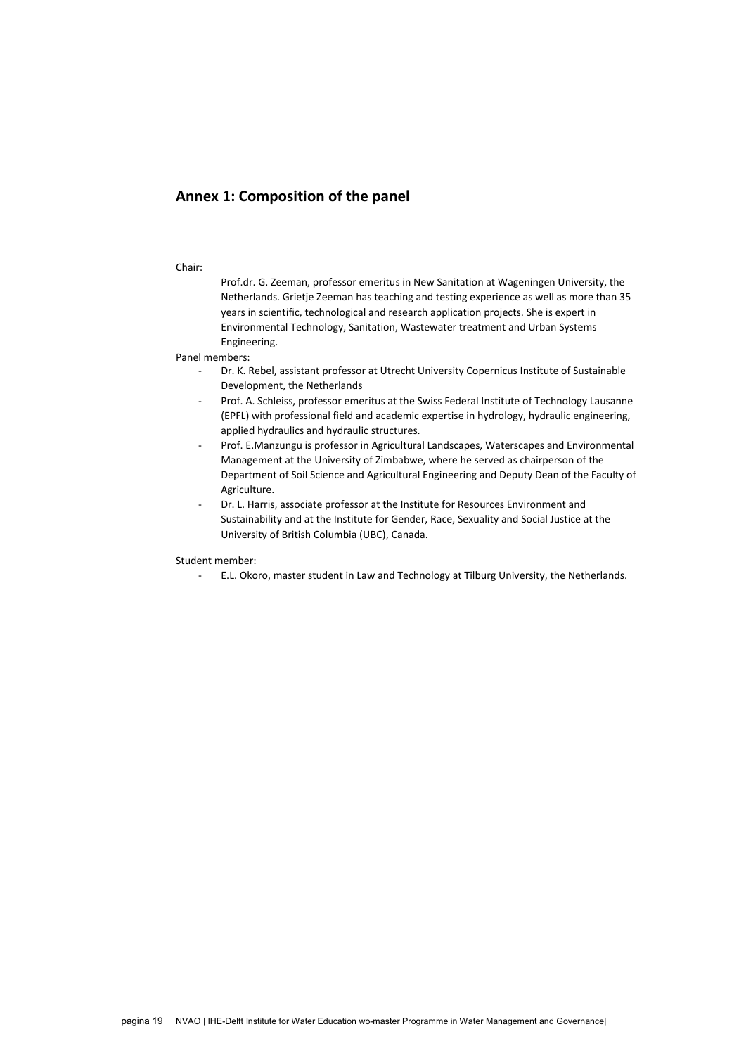## Annex 1: Composition of the panel

Chair:

Prof.dr. G. Zeeman, professor emeritus in New Sanitation at Wageningen University, the Netherlands. Grietje Zeeman has teaching and testing experience as well as more than 35 years in scientific, technological and research application projects. She is expert in Environmental Technology, Sanitation, Wastewater treatment and Urban Systems Engineering.

Panel members:

- Dr. K. Rebel, assistant professor at Utrecht University Copernicus Institute of Sustainable Development, the Netherlands
- Prof. A. Schleiss, professor emeritus at the Swiss Federal Institute of Technology Lausanne (EPFL) with professional field and academic expertise in hydrology, hydraulic engineering, applied hydraulics and hydraulic structures.
- Prof. E.Manzungu is professor in Agricultural Landscapes, Waterscapes and Environmental Management at the University of Zimbabwe, where he served as chairperson of the Department of Soil Science and Agricultural Engineering and Deputy Dean of the Faculty of Agriculture.
- Dr. L. Harris, associate professor at the Institute for Resources Environment and Sustainability and at the Institute for Gender, Race, Sexuality and Social Justice at the University of British Columbia (UBC), Canada.

Student member:

- E.L. Okoro, master student in Law and Technology at Tilburg University, the Netherlands.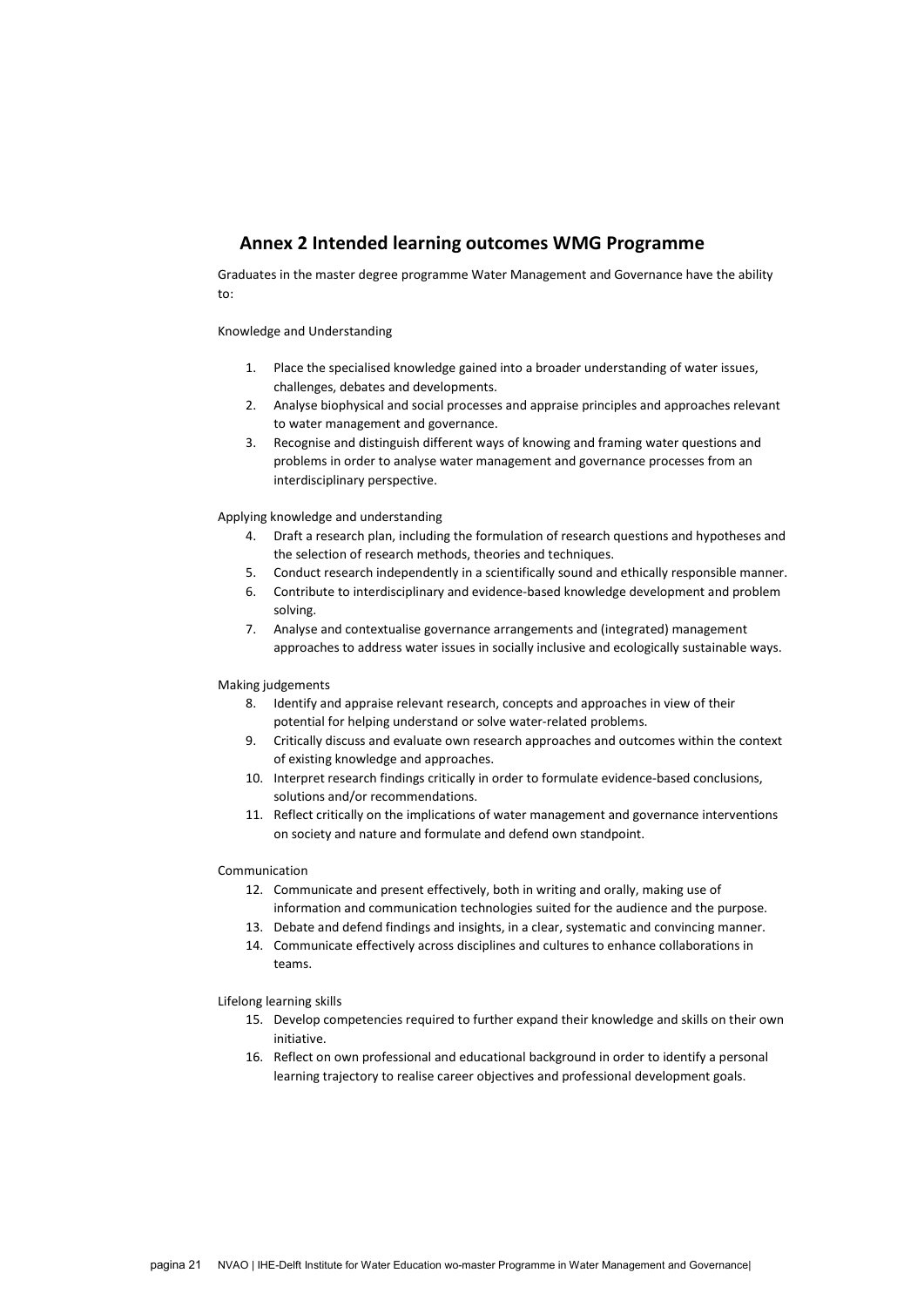## Annex 2 Intended learning outcomes WMG Programme

Graduates in the master degree programme Water Management and Governance have the ability to:

Knowledge and Understanding

1. Place the specialised knowledge gained into a broader understanding of water issues, challenges, debates and developments.
2. Analyse biophysical and social processes and appraise principles and approaches relevant to water management and governance.
3. Recognise and distinguish different ways of knowing and framing water questions and problems in order to analyse water management and governance processes from an interdisciplinary perspective.

Applying knowledge and understanding

4. Draft a research plan, including the formulation of research questions and hypotheses and the selection of research methods, theories and techniques.
5. Conduct research independently in a scientifically sound and ethically responsible manner.
6. Contribute to interdisciplinary and evidence-based knowledge development and problem solving.
7. Analyse and contextualise governance arrangements and (integrated) management approaches to address water issues in socially inclusive and ecologically sustainable ways.

Making judgements

8. Identify and appraise relevant research, concepts and approaches in view of their potential for helping understand or solve water-related problems.
9. Critically discuss and evaluate own research approaches and outcomes within the context of existing knowledge and approaches.
10. Interpret research findings critically in order to formulate evidence-based conclusions, solutions and/or recommendations.
11. Reflect critically on the implications of water management and governance interventions on society and nature and formulate and defend own standpoint.

Communication

12. Communicate and present effectively, both in writing and orally, making use of information and communication technologies suited for the audience and the purpose.
13. Debate and defend findings and insights, in a clear, systematic and convincing manner.
14. Communicate effectively across disciplines and cultures to enhance collaborations in teams.

Lifelong learning skills

15. Develop competencies required to further expand their knowledge and skills on their own initiative.
16. Reflect on own professional and educational background in order to identify a personal learning trajectory to realise career objectives and professional development goals.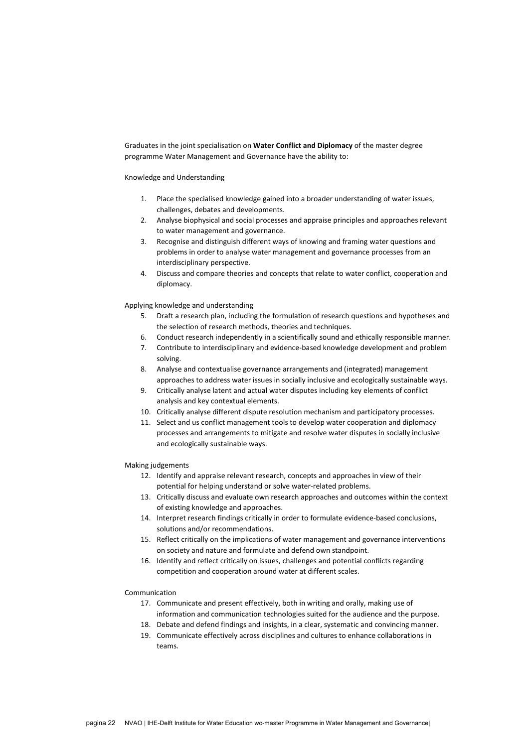Graduates in the joint specialisation on **Water Conflict and Diplomacy** of the master degree programme Water Management and Governance have the ability to:

Knowledge and Understanding

1. Place the specialised knowledge gained into a broader understanding of water issues, challenges, debates and developments.
2. Analyse biophysical and social processes and appraise principles and approaches relevant to water management and governance.
3. Recognise and distinguish different ways of knowing and framing water questions and problems in order to analyse water management and governance processes from an interdisciplinary perspective.
4. Discuss and compare theories and concepts that relate to water conflict, cooperation and diplomacy.

Applying knowledge and understanding

5. Draft a research plan, including the formulation of research questions and hypotheses and the selection of research methods, theories and techniques.
6. Conduct research independently in a scientifically sound and ethically responsible manner.
7. Contribute to interdisciplinary and evidence-based knowledge development and problem solving.
8. Analyse and contextualise governance arrangements and (integrated) management approaches to address water issues in socially inclusive and ecologically sustainable ways.
9. Critically analyse latent and actual water disputes including key elements of conflict analysis and key contextual elements.
10. Critically analyse different dispute resolution mechanism and participatory processes.
11. Select and us conflict management tools to develop water cooperation and diplomacy processes and arrangements to mitigate and resolve water disputes in socially inclusive and ecologically sustainable ways.

Making judgements

12. Identify and appraise relevant research, concepts and approaches in view of their potential for helping understand or solve water-related problems.
13. Critically discuss and evaluate own research approaches and outcomes within the context of existing knowledge and approaches.
14. Interpret research findings critically in order to formulate evidence-based conclusions, solutions and/or recommendations.
15. Reflect critically on the implications of water management and governance interventions on society and nature and formulate and defend own standpoint.
16. Identify and reflect critically on issues, challenges and potential conflicts regarding competition and cooperation around water at different scales.

Communication

17. Communicate and present effectively, both in writing and orally, making use of information and communication technologies suited for the audience and the purpose.
18. Debate and defend findings and insights, in a clear, systematic and convincing manner.
19. Communicate effectively across disciplines and cultures to enhance collaborations in teams.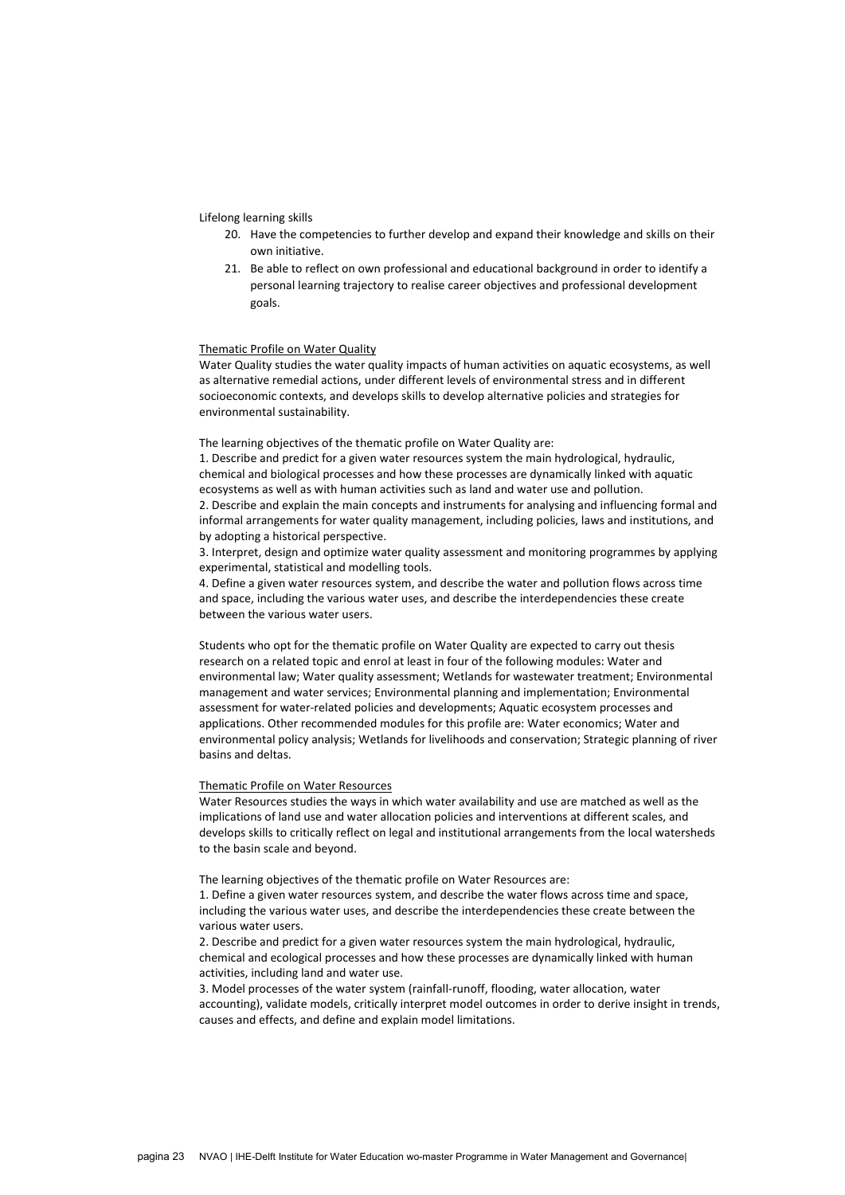Lifelong learning skills

20. Have the competencies to further develop and expand their knowledge and skills on their own initiative.
21. Be able to reflect on own professional and educational background in order to identify a personal learning trajectory to realise career objectives and professional development goals.

<u>Thematic Profile on Water Quality</u>

Water Quality studies the water quality impacts of human activities on aquatic ecosystems, as well as alternative remedial actions, under different levels of environmental stress and in different socioeconomic contexts, and develops skills to develop alternative policies and strategies for environmental sustainability.

The learning objectives of the thematic profile on Water Quality are:

1. Describe and predict for a given water resources system the main hydrological, hydraulic, chemical and biological processes and how these processes are dynamically linked with aquatic ecosystems as well as with human activities such as land and water use and pollution.
2. Describe and explain the main concepts and instruments for analysing and influencing formal and informal arrangements for water quality management, including policies, laws and institutions, and by adopting a historical perspective.
3. Interpret, design and optimize water quality assessment and monitoring programmes by applying experimental, statistical and modelling tools.
4. Define a given water resources system, and describe the water and pollution flows across time and space, including the various water uses, and describe the interdependencies these create between the various water users.

Students who opt for the thematic profile on Water Quality are expected to carry out thesis research on a related topic and enrol at least in four of the following modules: Water and environmental law; Water quality assessment; Wetlands for wastewater treatment; Environmental management and water services; Environmental planning and implementation; Environmental assessment for water-related policies and developments; Aquatic ecosystem processes and applications. Other recommended modules for this profile are: Water economics; Water and environmental policy analysis; Wetlands for livelihoods and conservation; Strategic planning of river basins and deltas.

<u>Thematic Profile on Water Resources</u>

Water Resources studies the ways in which water availability and use are matched as well as the implications of land use and water allocation policies and interventions at different scales, and develops skills to critically reflect on legal and institutional arrangements from the local watersheds to the basin scale and beyond.

The learning objectives of the thematic profile on Water Resources are:

1. Define a given water resources system, and describe the water flows across time and space, including the various water uses, and describe the interdependencies these create between the various water users.
2. Describe and predict for a given water resources system the main hydrological, hydraulic, chemical and ecological processes and how these processes are dynamically linked with human activities, including land and water use.
3. Model processes of the water system (rainfall-runoff, flooding, water allocation, water accounting), validate models, critically interpret model outcomes in order to derive insight in trends, causes and effects, and define and explain model limitations.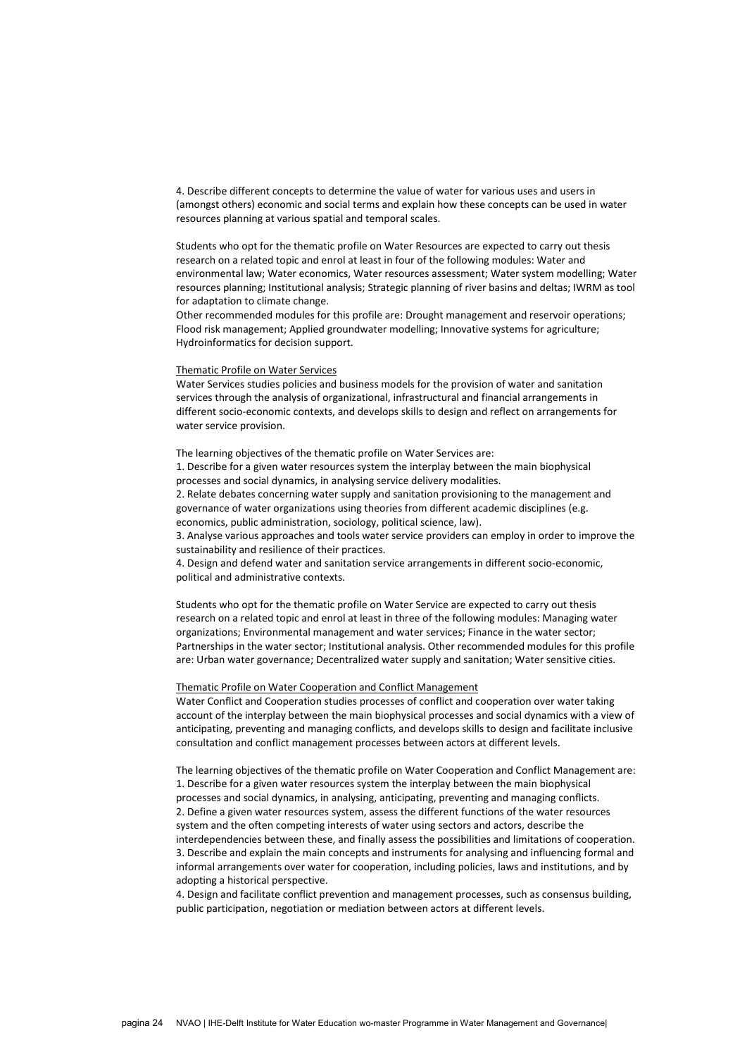4. Describe different concepts to determine the value of water for various uses and users in (amongst others) economic and social terms and explain how these concepts can be used in water resources planning at various spatial and temporal scales.

Students who opt for the thematic profile on Water Resources are expected to carry out thesis research on a related topic and enrol at least in four of the following modules: Water and environmental law; Water economics, Water resources assessment; Water system modelling; Water resources planning; Institutional analysis; Strategic planning of river basins and deltas; IWRM as tool for adaptation to climate change.
Other recommended modules for this profile are: Drought management and reservoir operations; Flood risk management; Applied groundwater modelling; Innovative systems for agriculture; Hydroinformatics for decision support.

Thematic Profile on Water Services

Water Services studies policies and business models for the provision of water and sanitation services through the analysis of organizational, infrastructural and financial arrangements in different socio-economic contexts, and develops skills to design and reflect on arrangements for water service provision.

The learning objectives of the thematic profile on Water Services are:
1. Describe for a given water resources system the interplay between the main biophysical processes and social dynamics, in analysing service delivery modalities.
2. Relate debates concerning water supply and sanitation provisioning to the management and governance of water organizations using theories from different academic disciplines (e.g. economics, public administration, sociology, political science, law).
3. Analyse various approaches and tools water service providers can employ in order to improve the sustainability and resilience of their practices.
4. Design and defend water and sanitation service arrangements in different socio-economic, political and administrative contexts.

Students who opt for the thematic profile on Water Service are expected to carry out thesis research on a related topic and enrol at least in three of the following modules: Managing water organizations; Environmental management and water services; Finance in the water sector; Partnerships in the water sector; Institutional analysis. Other recommended modules for this profile are: Urban water governance; Decentralized water supply and sanitation; Water sensitive cities.

Thematic Profile on Water Cooperation and Conflict Management

Water Conflict and Cooperation studies processes of conflict and cooperation over water taking account of the interplay between the main biophysical processes and social dynamics with a view of anticipating, preventing and managing conflicts, and develops skills to design and facilitate inclusive consultation and conflict management processes between actors at different levels.

The learning objectives of the thematic profile on Water Cooperation and Conflict Management are:
1. Describe for a given water resources system the interplay between the main biophysical processes and social dynamics, in analysing, anticipating, preventing and managing conflicts.
2. Define a given water resources system, assess the different functions of the water resources system and the often competing interests of water using sectors and actors, describe the interdependencies between these, and finally assess the possibilities and limitations of cooperation.
3. Describe and explain the main concepts and instruments for analysing and influencing formal and informal arrangements over water for cooperation, including policies, laws and institutions, and by adopting a historical perspective.
4. Design and facilitate conflict prevention and management processes, such as consensus building, public participation, negotiation or mediation between actors at different levels.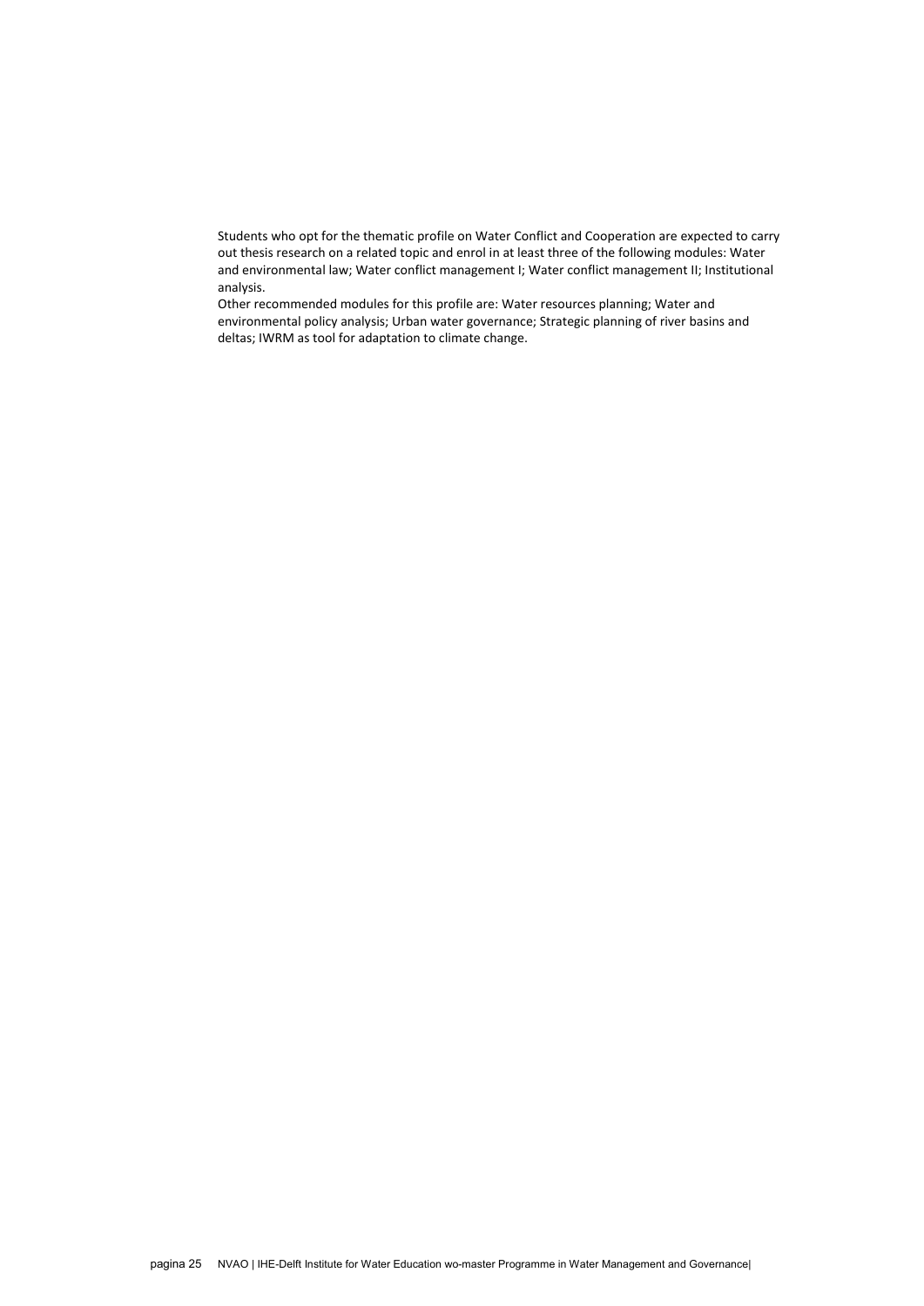Students who opt for the thematic profile on Water Conflict and Cooperation are expected to carry out thesis research on a related topic and enrol in at least three of the following modules: Water and environmental law; Water conflict management I; Water conflict management II; Institutional analysis.

Other recommended modules for this profile are: Water resources planning; Water and environmental policy analysis; Urban water governance; Strategic planning of river basins and deltas; IWRM as tool for adaptation to climate change.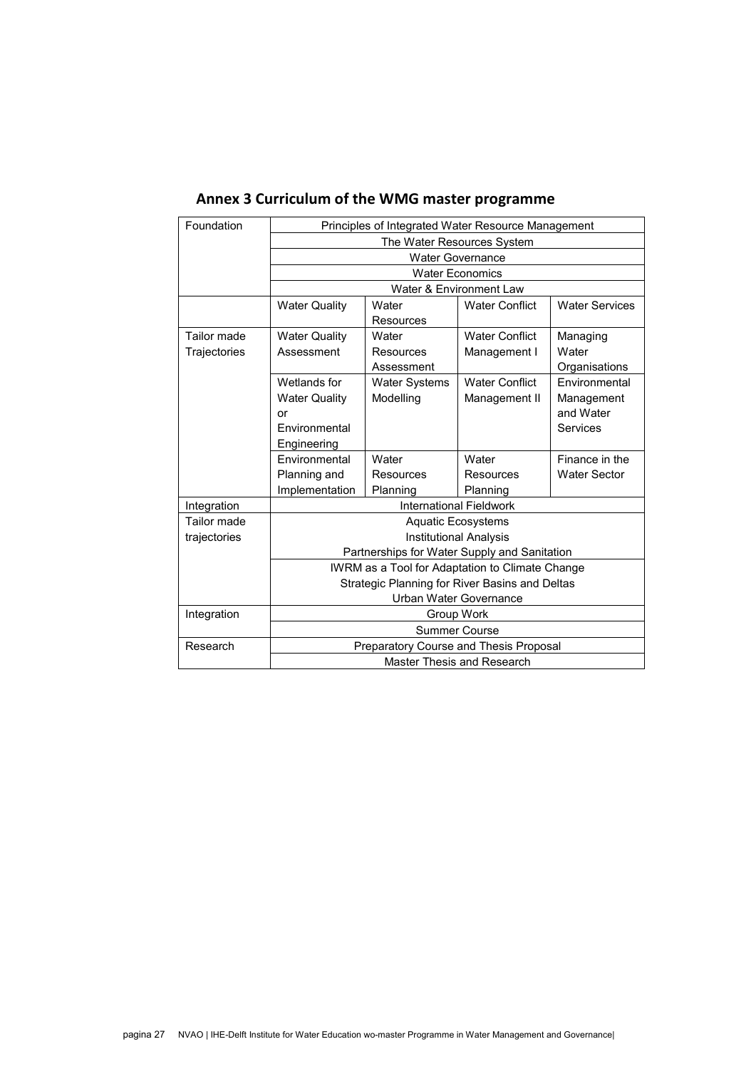## Annex 3 Curriculum of the WMG master programme

| Foundation | Principles of Integrated Water Resource Management | | | |
|---|---|---|---|---|
| | The Water Resources System | | | |
| | Water Governance | | | |
| | Water Economics | | | |
| | Water & Environment Law | | | |
| | Water Quality | Water Resources | Water Conflict | Water Services |
| Tailor made Trajectories | Water Quality Assessment | Water Resources Assessment | Water Conflict Management I | Managing Water Organisations |
| | Wetlands for Water Quality or Environmental Engineering | Water Systems Modelling | Water Conflict Management II | Environmental Management and Water Services |
| | Environmental Planning and Implementation | Water Resources Planning | Water Resources Planning | Finance in the Water Sector |
| Integration | International Fieldwork | | | |
| Tailor made trajectories | Aquatic Ecosystems | | | |
| | Institutional Analysis | | | |
| | Partnerships for Water Supply and Sanitation | | | |
| | IWRM as a Tool for Adaptation to Climate Change | | | |
| | Strategic Planning for River Basins and Deltas | | | |
| | Urban Water Governance | | | |
| Integration | Group Work | | | |
| | Summer Course | | | |
| Research | Preparatory Course and Thesis Proposal | | | |
| | Master Thesis and Research | | | |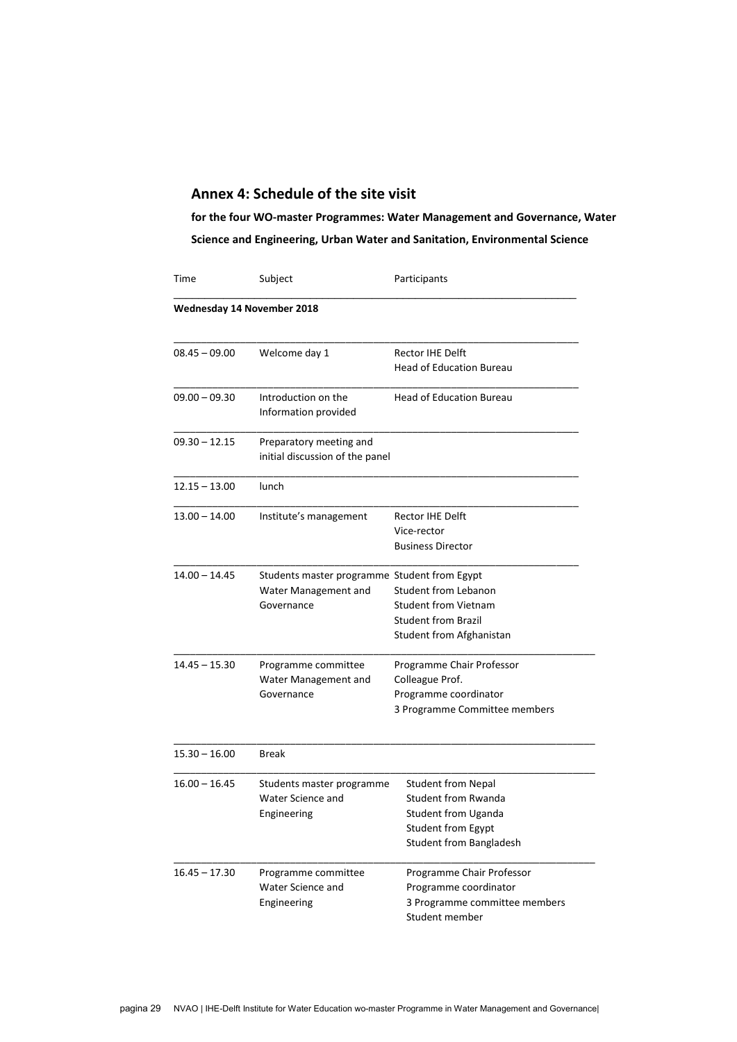## Annex 4: Schedule of the site visit

**for the four WO-master Programmes: Water Management and Governance, Water Science and Engineering, Urban Water and Sanitation, Environmental Science**

| Time | Subject | Participants |
|---|---|---|
| **Wednesday 14 November 2018** | | |
| 08.45 – 09.00 | Welcome day 1 | Rector IHE Delft<br>Head of Education Bureau |
| 09.00 – 09.30 | Introduction on the Information provided | Head of Education Bureau |
| 09.30 – 12.15 | Preparatory meeting and initial discussion of the panel | |
| 12.15 – 13.00 | lunch | |
| 13.00 – 14.00 | Institute's management | Rector IHE Delft<br>Vice-rector<br>Business Director |
| 14.00 – 14.45 | Students master programme Water Management and Governance | Student from Egypt<br>Student from Lebanon<br>Student from Vietnam<br>Student from Brazil<br>Student from Afghanistan |
| 14.45 – 15.30 | Programme committee Water Management and Governance | Programme Chair Professor<br>Colleague Prof.<br>Programme coordinator<br>3 Programme Committee members |
| 15.30 – 16.00 | Break | |
| 16.00 – 16.45 | Students master programme Water Science and Engineering | Student from Nepal<br>Student from Rwanda<br>Student from Uganda<br>Student from Egypt<br>Student from Bangladesh |
| 16.45 – 17.30 | Programme committee Water Science and Engineering | Programme Chair Professor<br>Programme coordinator<br>3 Programme committee members<br>Student member |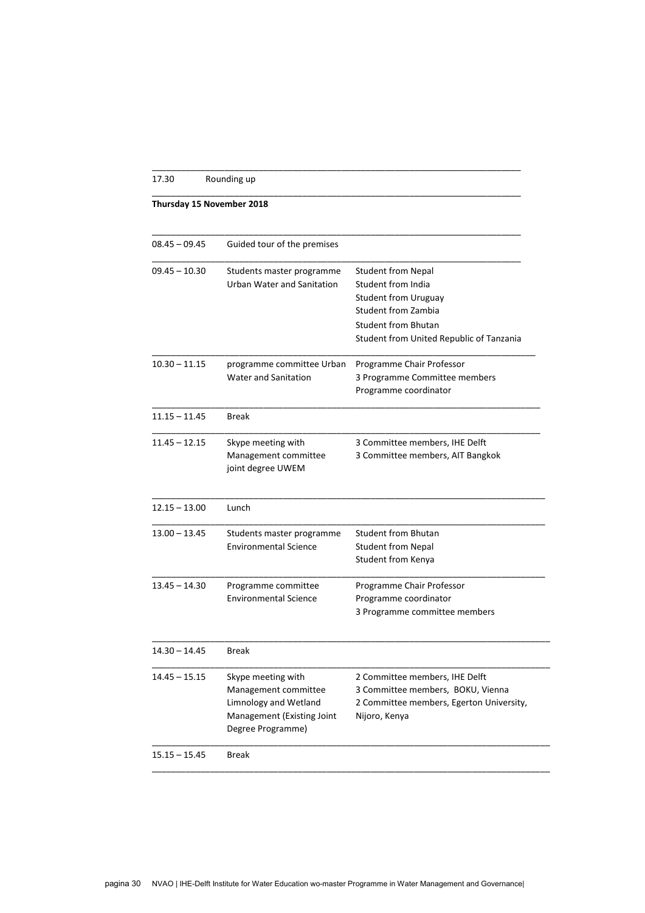| | |
|---|---|
| 17.30 | Rounding up |

**Thursday 15 November 2018**

| | | |
|---|---|---|
| 08.45 – 09.45 | Guided tour of the premises | |
| 09.45 – 10.30 | Students master programme Urban Water and Sanitation | Student from Nepal<br>Student from India<br>Student from Uruguay<br>Student from Zambia<br>Student from Bhutan<br>Student from United Republic of Tanzania |
| 10.30 – 11.15 | programme committee Urban Water and Sanitation | Programme Chair Professor<br>3 Programme Committee members<br>Programme coordinator |
| 11.15 – 11.45 | Break | |
| 11.45 – 12.15 | Skype meeting with Management committee joint degree UWEM | 3 Committee members, IHE Delft<br>3 Committee members, AIT Bangkok |
| 12.15 – 13.00 | Lunch | |
| 13.00 – 13.45 | Students master programme Environmental Science | Student from Bhutan<br>Student from Nepal<br>Student from Kenya |
| 13.45 – 14.30 | Programme committee Environmental Science | Programme Chair Professor<br>Programme coordinator<br>3 Programme committee members |
| 14.30 – 14.45 | Break | |
| 14.45 – 15.15 | Skype meeting with Management committee Limnology and Wetland Management (Existing Joint Degree Programme) | 2 Committee members, IHE Delft<br>3 Committee members, BOKU, Vienna<br>2 Committee members, Egerton University, Nijoro, Kenya |
| 15.15 – 15.45 | Break | |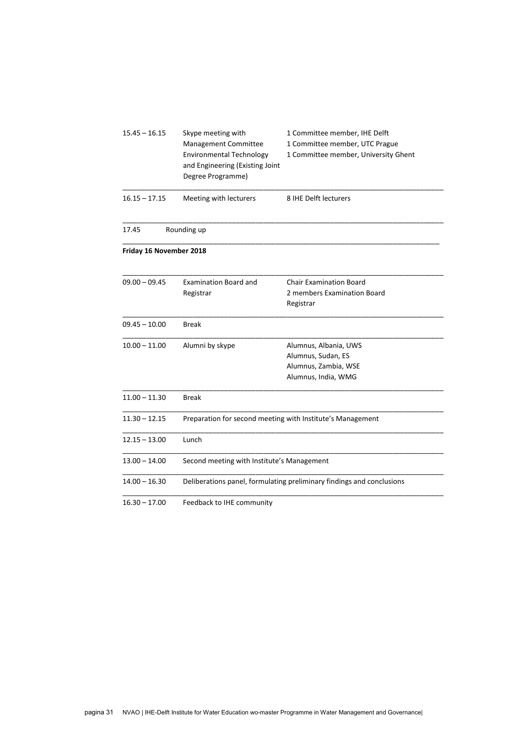| | | |
|---|---|---|
| 15.45 – 16.15 | Skype meeting with Management Committee Environmental Technology and Engineering (Existing Joint Degree Programme) | 1 Committee member, IHE Delft<br>1 Committee member, UTC Prague<br>1 Committee member, University Ghent |
| 16.15 – 17.15 | Meeting with lecturers | 8 IHE Delft lecturers |
| 17.45 | Rounding up | |

**Friday 16 November 2018**

| | | |
|---|---|---|
| 09.00 – 09.45 | Examination Board and Registrar | Chair Examination Board<br>2 members Examination Board<br>Registrar |
| 09.45 – 10.00 | Break | |
| 10.00 – 11.00 | Alumni by skype | Alumnus, Albania, UWS<br>Alumnus, Sudan, ES<br>Alumnus, Zambia, WSE<br>Alumnus, India, WMG |
| 11.00 – 11.30 | Break | |
| 11.30 – 12.15 | Preparation for second meeting with Institute's Management | |
| 12.15 – 13.00 | Lunch | |
| 13.00 – 14.00 | Second meeting with Institute's Management | |
| 14.00 – 16.30 | Deliberations panel, formulating preliminary findings and conclusions | |
| 16.30 – 17.00 | Feedback to IHE community | |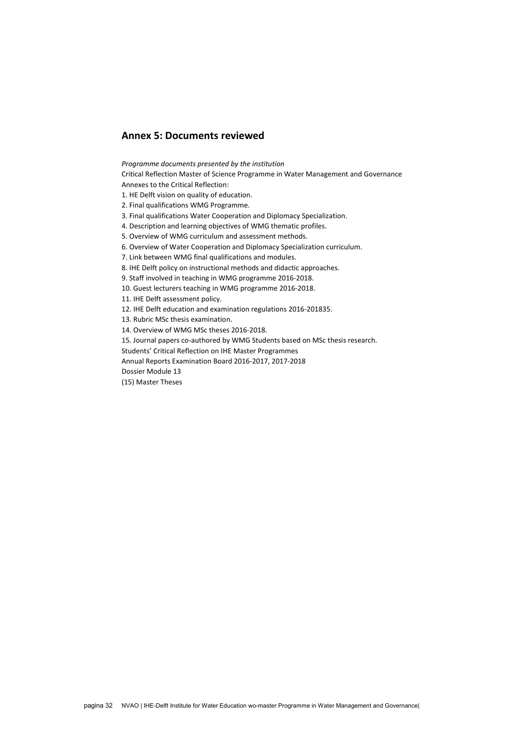## Annex 5: Documents reviewed

*Programme documents presented by the institution*

Critical Reflection Master of Science Programme in Water Management and Governance

Annexes to the Critical Reflection:

1. HE Delft vision on quality of education.
2. Final qualifications WMG Programme.
3. Final qualifications Water Cooperation and Diplomacy Specialization.
4. Description and learning objectives of WMG thematic profiles.
5. Overview of WMG curriculum and assessment methods.
6. Overview of Water Cooperation and Diplomacy Specialization curriculum.
7. Link between WMG final qualifications and modules.
8. IHE Delft policy on instructional methods and didactic approaches.
9. Staff involved in teaching in WMG programme 2016-2018.
10. Guest lecturers teaching in WMG programme 2016-2018.
11. IHE Delft assessment policy.
12. IHE Delft education and examination regulations 2016-201835.
13. Rubric MSc thesis examination.
14. Overview of WMG MSc theses 2016-2018.
15. Journal papers co-authored by WMG Students based on MSc thesis research.

Students' Critical Reflection on IHE Master Programmes

Annual Reports Examination Board 2016-2017, 2017-2018

Dossier Module 13

(15) Master Theses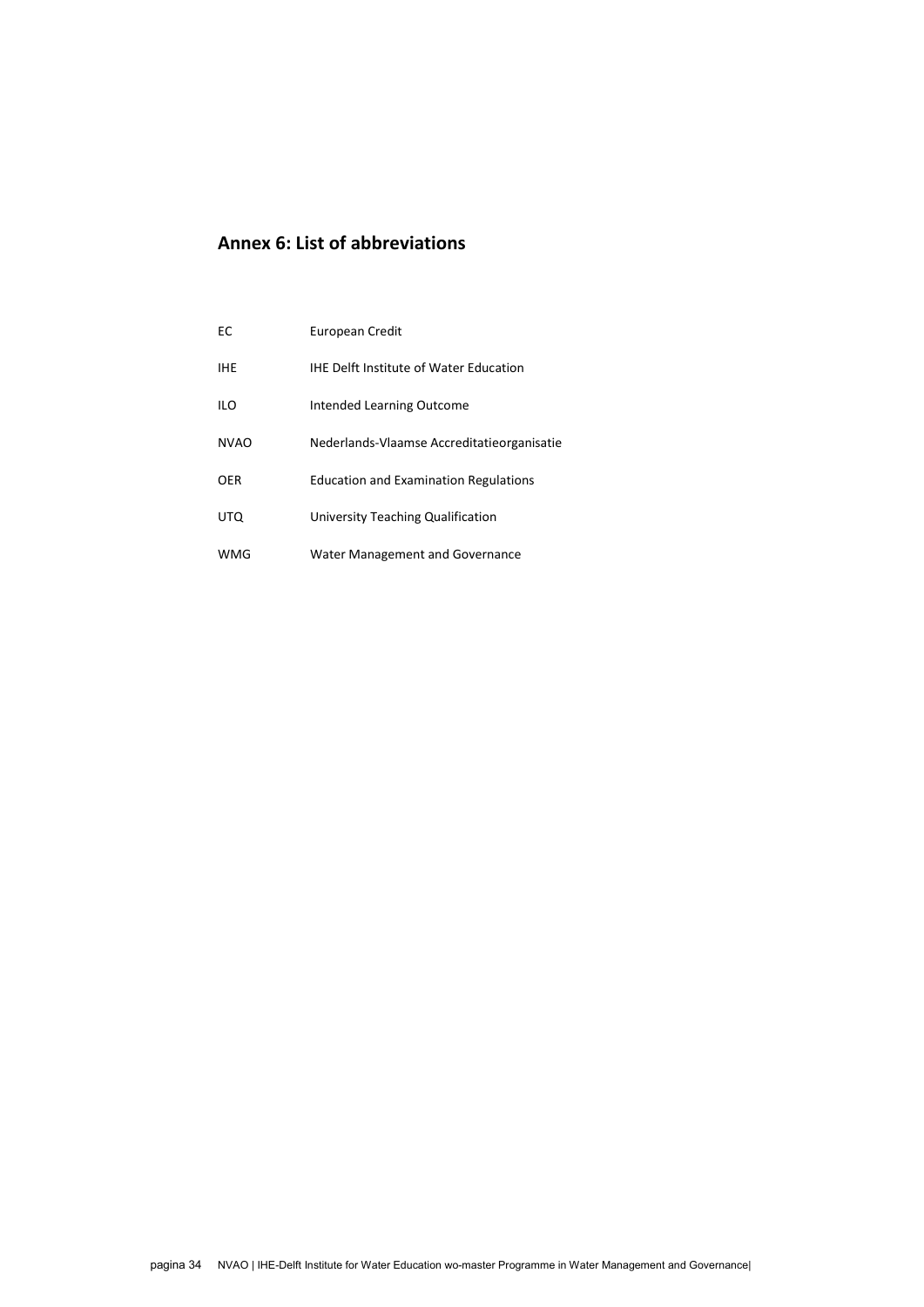## Annex 6: List of abbreviations

| | |
|---|---|
| EC | European Credit |
| IHE | IHE Delft Institute of Water Education |
| ILO | Intended Learning Outcome |
| NVAO | Nederlands-Vlaamse Accreditatieorganisatie |
| OER | Education and Examination Regulations |
| UTQ | University Teaching Qualification |
| WMG | Water Management and Governance |